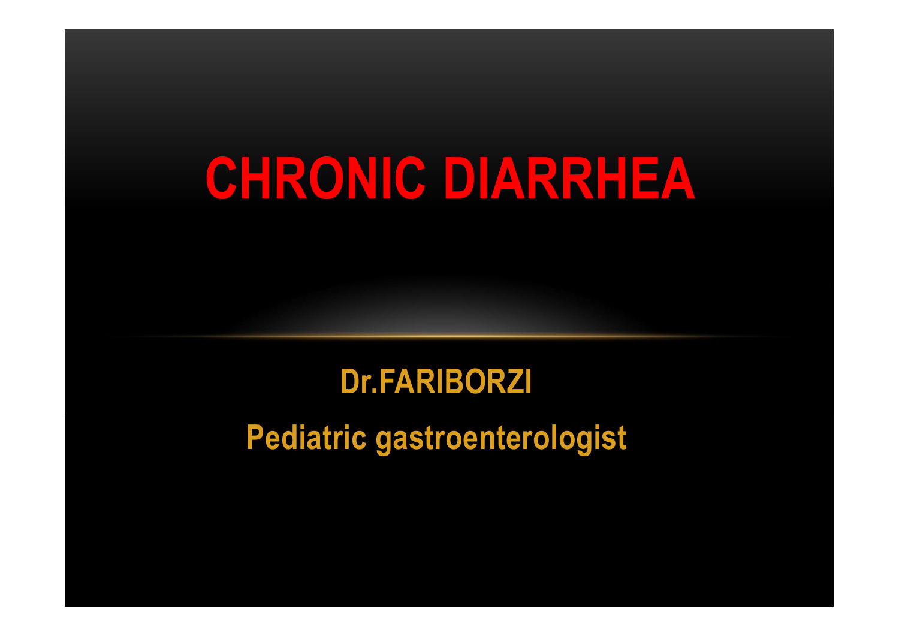# CHRONIC DIARRHEA

**Dr.FARIBORZI**

**Pediatric gastroenterologist**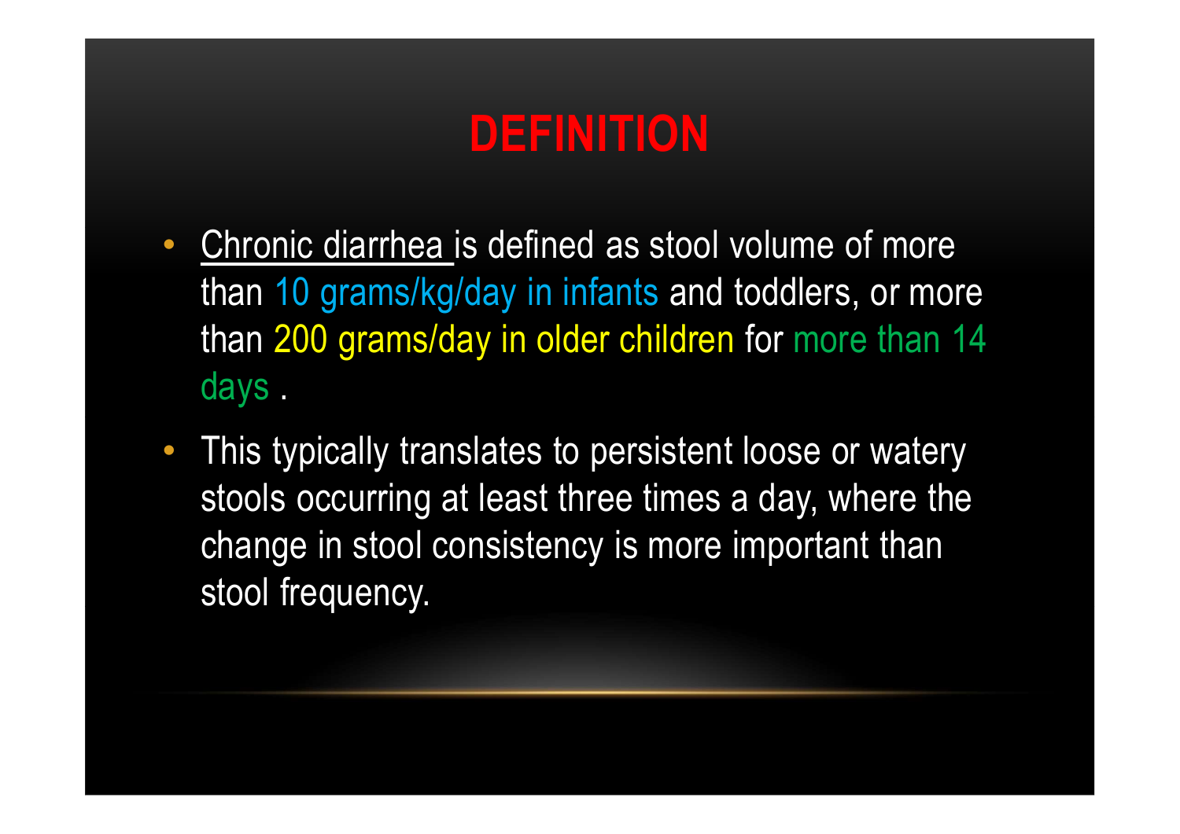# DEFINITION

- Chronic diarrhea is defined as stool volume of more than 10 grams/kg/day in infants and toddlers, or more than 200 grams/day in older children for more than 14 days .
- This typically translates to persistent loose or watery stools occurring at least three times a day, where the change in stool consistency is more important than stool frequency.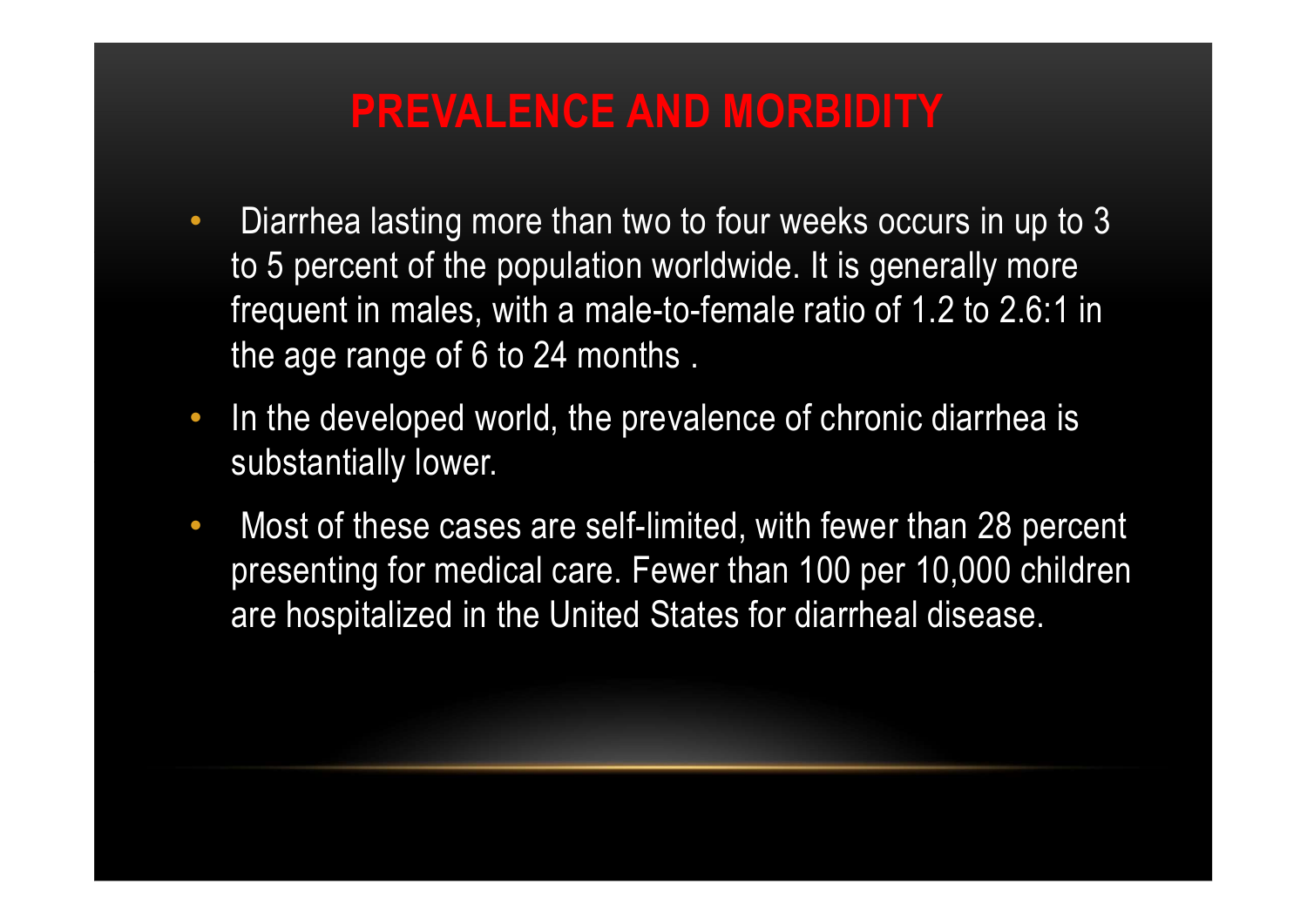# PREVALENCE AND MORBIDITY

- Diarrhea lasting more than two to four weeks occurs in up to 3 to 5 percent of the population worldwide. It is generally more frequent in males, with a male-to-female ratio of 1.2 to 2.6:1 in the age range of 6 to 24 months .
- In the developed world, the prevalence of chronic diarrhea is substantially lower.
- Most of these cases are self-limited, with fewer than 28 percent presenting for medical care. Fewer than 100 per 10,000 children are hospitalized in the United States for diarrheal disease.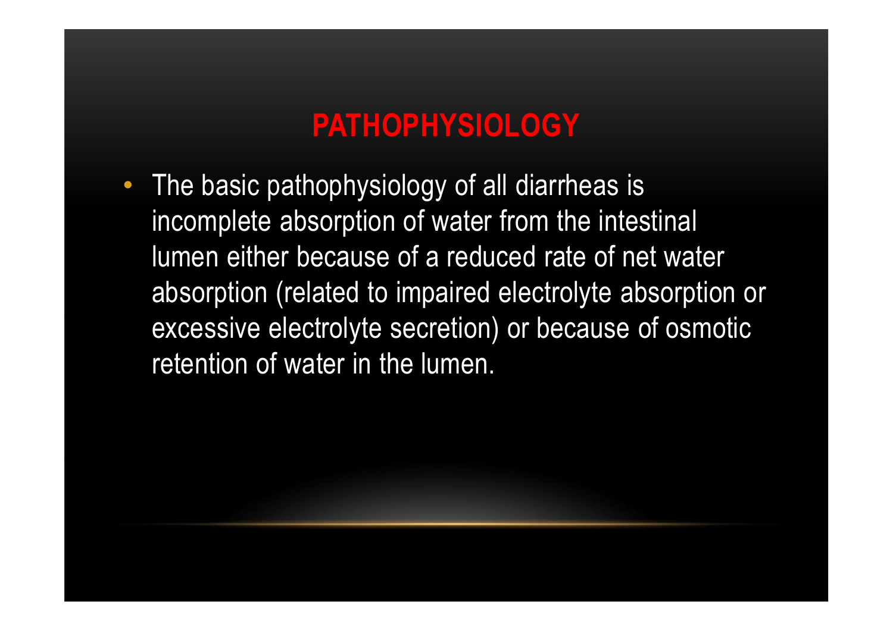# PATHOPHYSIOLOGY

- The basic pathophysiology of all diarrheas is incomplete absorption of water from the intestinal lumen either because of a reduced rate of net water absorption (related to impaired electrolyte absorption or excessive electrolyte secretion) or because of osmotic retention of water in the lumen.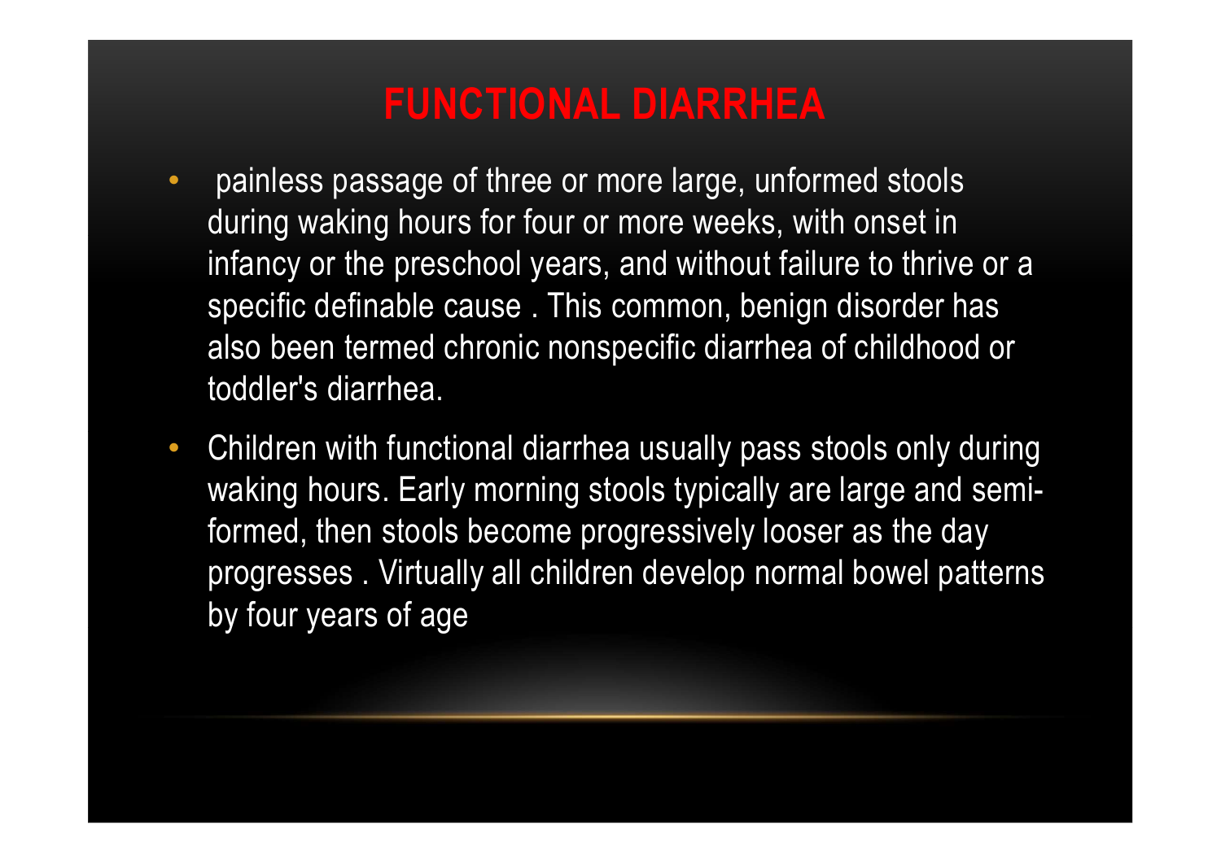# FUNCTIONAL DIARRHEA

- painless passage of three or more large, unformed stools during waking hours for four or more weeks, with onset in infancy or the preschool years, and without failure to thrive or a specific definable cause . This common, benign disorder has also been termed chronic nonspecific diarrhea of childhood or toddler's diarrhea.
- Children with functional diarrhea usually pass stools only during waking hours. Early morning stools typically are large and semi-formed, then stools become progressively looser as the day progresses . Virtually all children develop normal bowel patterns by four years of age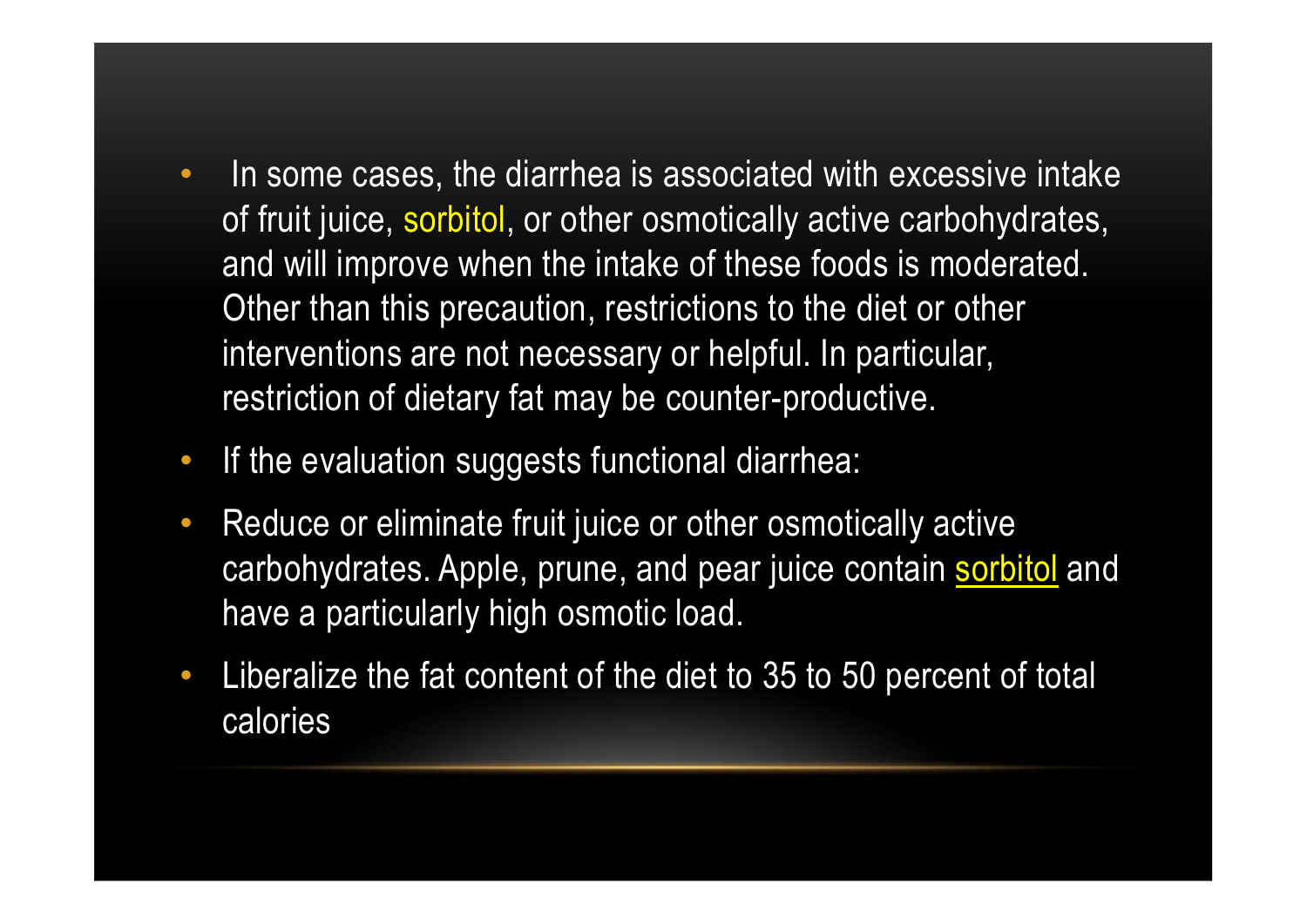- In some cases, the diarrhea is associated with excessive intake of fruit juice, sorbitol, or other osmotically active carbohydrates, and will improve when the intake of these foods is moderated. Other than this precaution, restrictions to the diet or other interventions are not necessary or helpful. In particular, restriction of dietary fat may be counter-productive.
- If the evaluation suggests functional diarrhea:
- Reduce or eliminate fruit juice or other osmotically active carbohydrates. Apple, prune, and pear juice contain sorbitol and have a particularly high osmotic load.
- Liberalize the fat content of the diet to 35 to 50 percent of total calories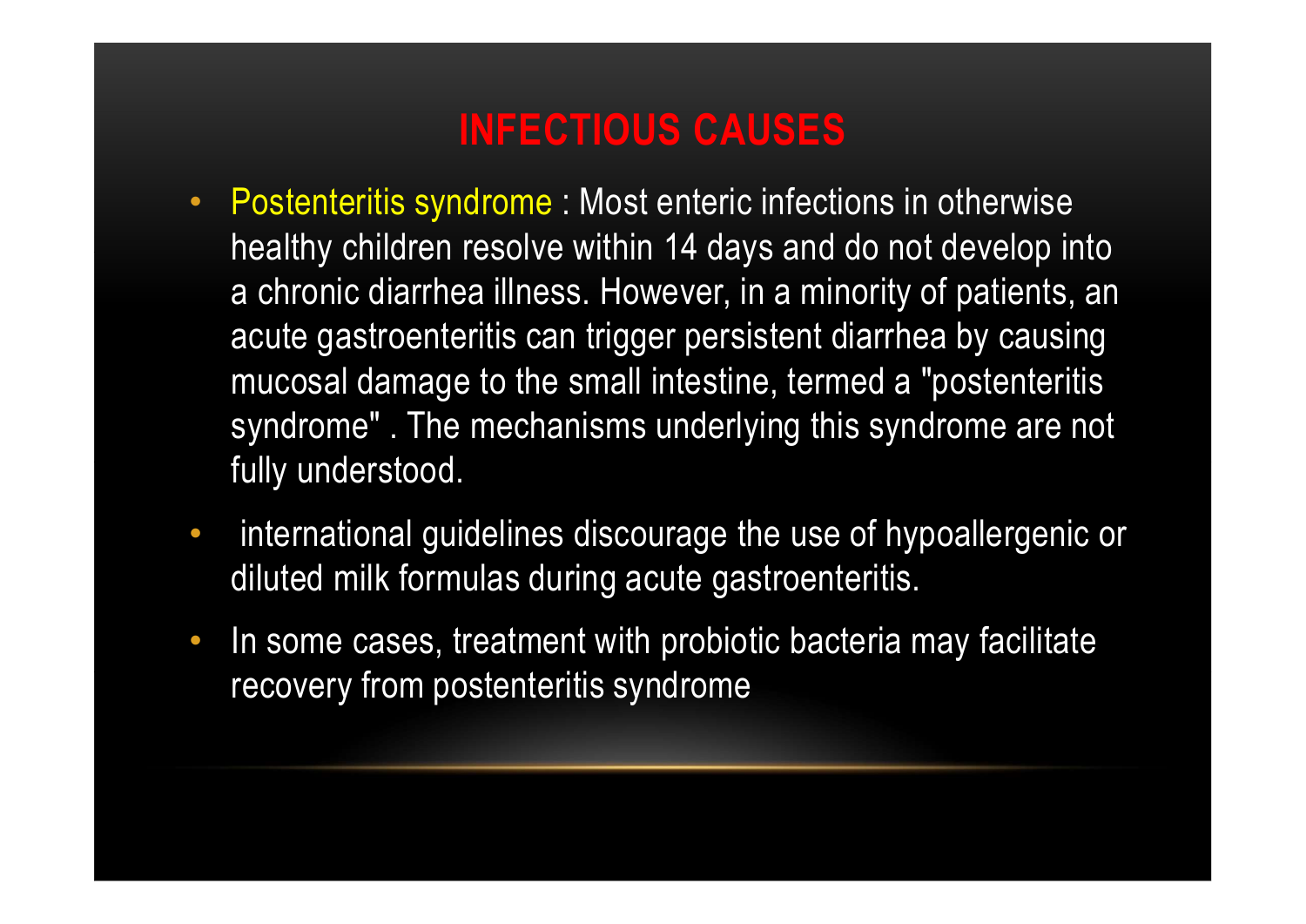# INFECTIOUS CAUSES

- Postenteritis syndrome : Most enteric infections in otherwise healthy children resolve within 14 days and do not develop into a chronic diarrhea illness. However, in a minority of patients, an acute gastroenteritis can trigger persistent diarrhea by causing mucosal damage to the small intestine, termed a "postenteritis syndrome" . The mechanisms underlying this syndrome are not fully understood.
- international guidelines discourage the use of hypoallergenic or diluted milk formulas during acute gastroenteritis.
- In some cases, treatment with probiotic bacteria may facilitate recovery from postenteritis syndrome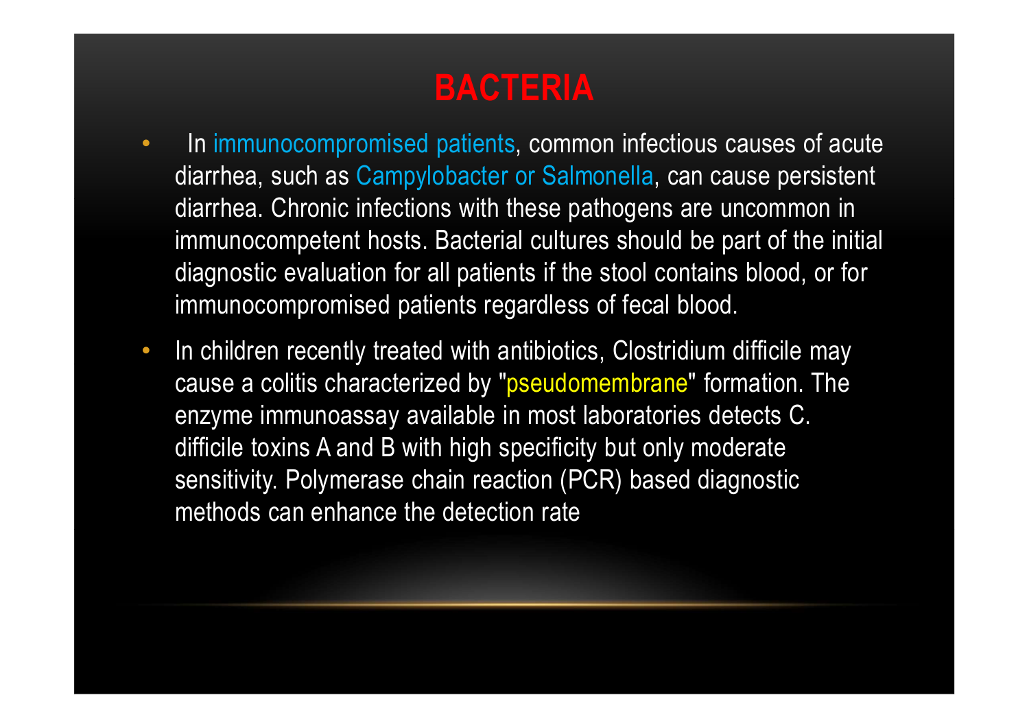# BACTERIA

- In immunocompromised patients, common infectious causes of acute diarrhea, such as Campylobacter or Salmonella, can cause persistent diarrhea. Chronic infections with these pathogens are uncommon in immunocompetent hosts. Bacterial cultures should be part of the initial diagnostic evaluation for all patients if the stool contains blood, or for immunocompromised patients regardless of fecal blood.
- In children recently treated with antibiotics, Clostridium difficile may cause a colitis characterized by "pseudomembrane" formation. The enzyme immunoassay available in most laboratories detects C. difficile toxins A and B with high specificity but only moderate sensitivity. Polymerase chain reaction (PCR) based diagnostic methods can enhance the detection rate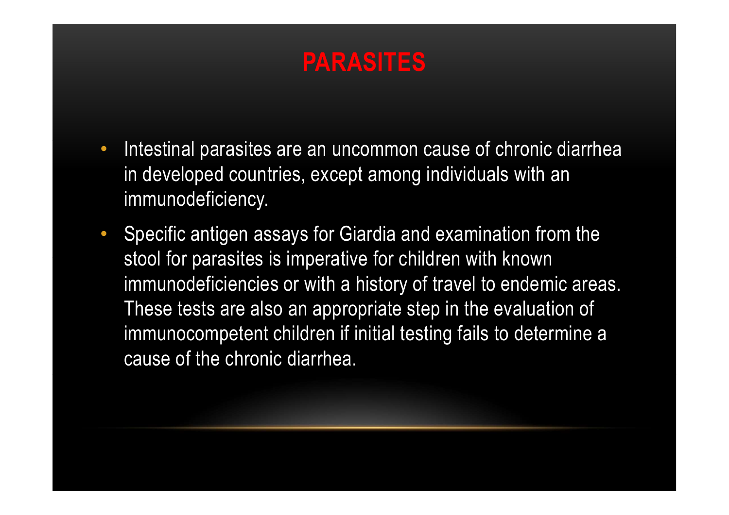# PARASITES

- Intestinal parasites are an uncommon cause of chronic diarrhea in developed countries, except among individuals with an immunodeficiency.
- Specific antigen assays for Giardia and examination from the stool for parasites is imperative for children with known immunodeficiencies or with a history of travel to endemic areas. These tests are also an appropriate step in the evaluation of immunocompetent children if initial testing fails to determine a cause of the chronic diarrhea.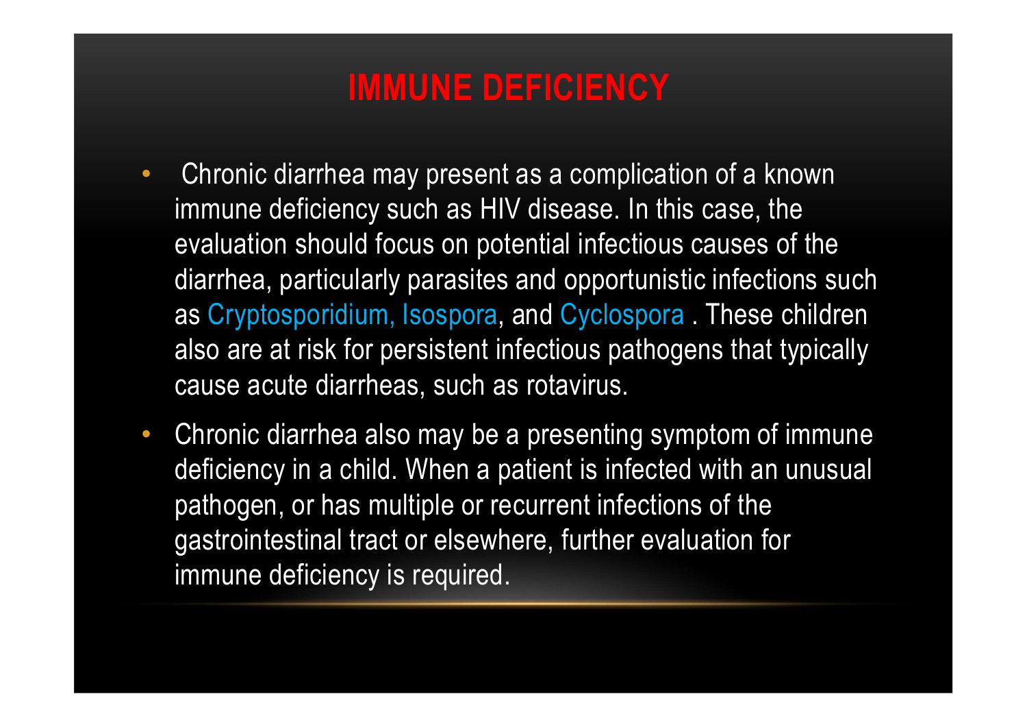# IMMUNE DEFICIENCY

- Chronic diarrhea may present as a complication of a known immune deficiency such as HIV disease. In this case, the evaluation should focus on potential infectious causes of the diarrhea, particularly parasites and opportunistic infections such as Cryptosporidium, Isospora, and Cyclospora . These children also are at risk for persistent infectious pathogens that typically cause acute diarrheas, such as rotavirus.
- Chronic diarrhea also may be a presenting symptom of immune deficiency in a child. When a patient is infected with an unusual pathogen, or has multiple or recurrent infections of the gastrointestinal tract or elsewhere, further evaluation for immune deficiency is required.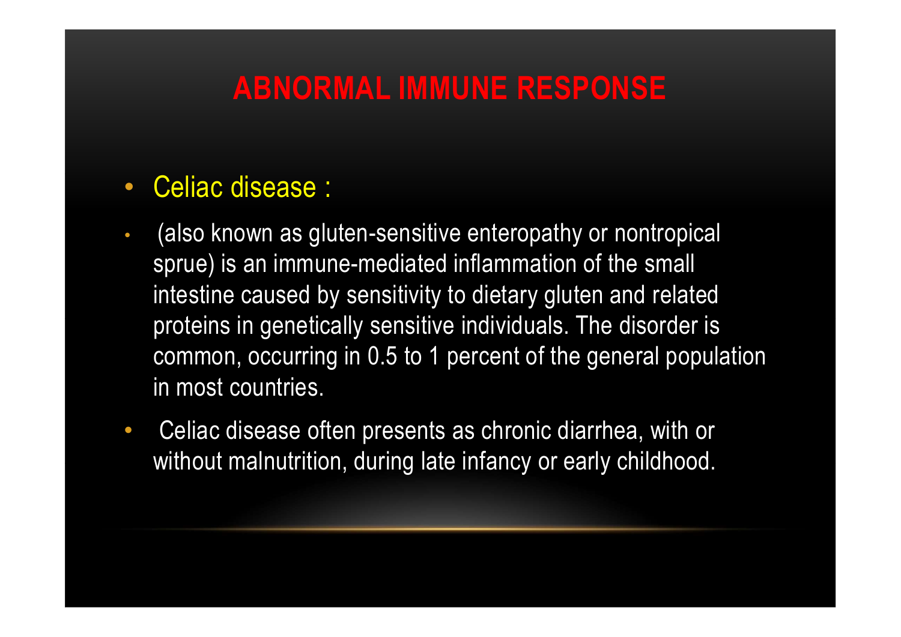# ABNORMAL IMMUNE RESPONSE

- Celiac disease :
- (also known as gluten-sensitive enteropathy or nontropical sprue) is an immune-mediated inflammation of the small intestine caused by sensitivity to dietary gluten and related proteins in genetically sensitive individuals. The disorder is common, occurring in 0.5 to 1 percent of the general population in most countries.
- Celiac disease often presents as chronic diarrhea, with or without malnutrition, during late infancy or early childhood.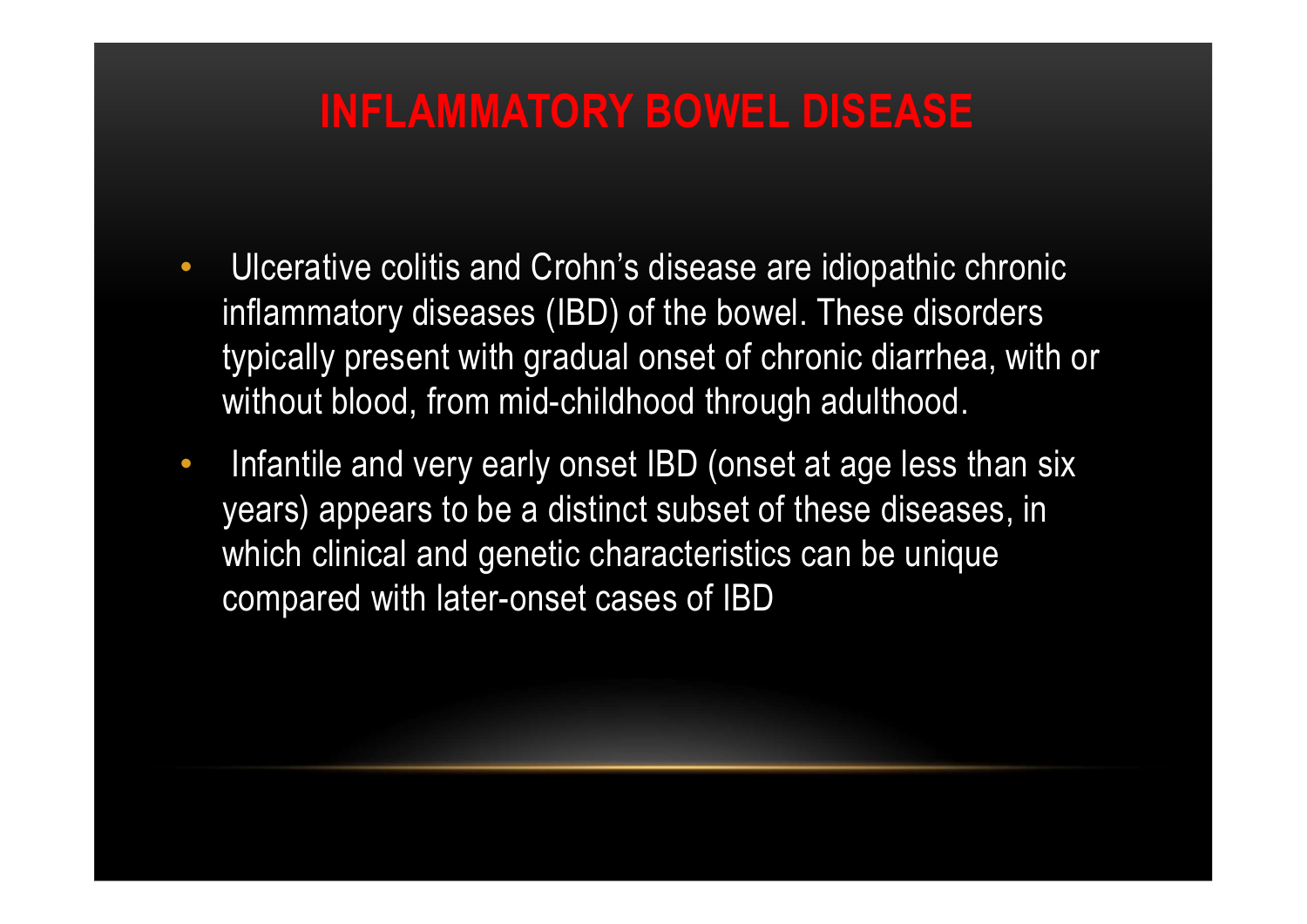# INFLAMMATORY BOWEL DISEASE

- Ulcerative colitis and Crohn's disease are idiopathic chronic inflammatory diseases (IBD) of the bowel. These disorders typically present with gradual onset of chronic diarrhea, with or without blood, from mid-childhood through adulthood.
- Infantile and very early onset IBD (onset at age less than six years) appears to be a distinct subset of these diseases, in which clinical and genetic characteristics can be unique compared with later-onset cases of IBD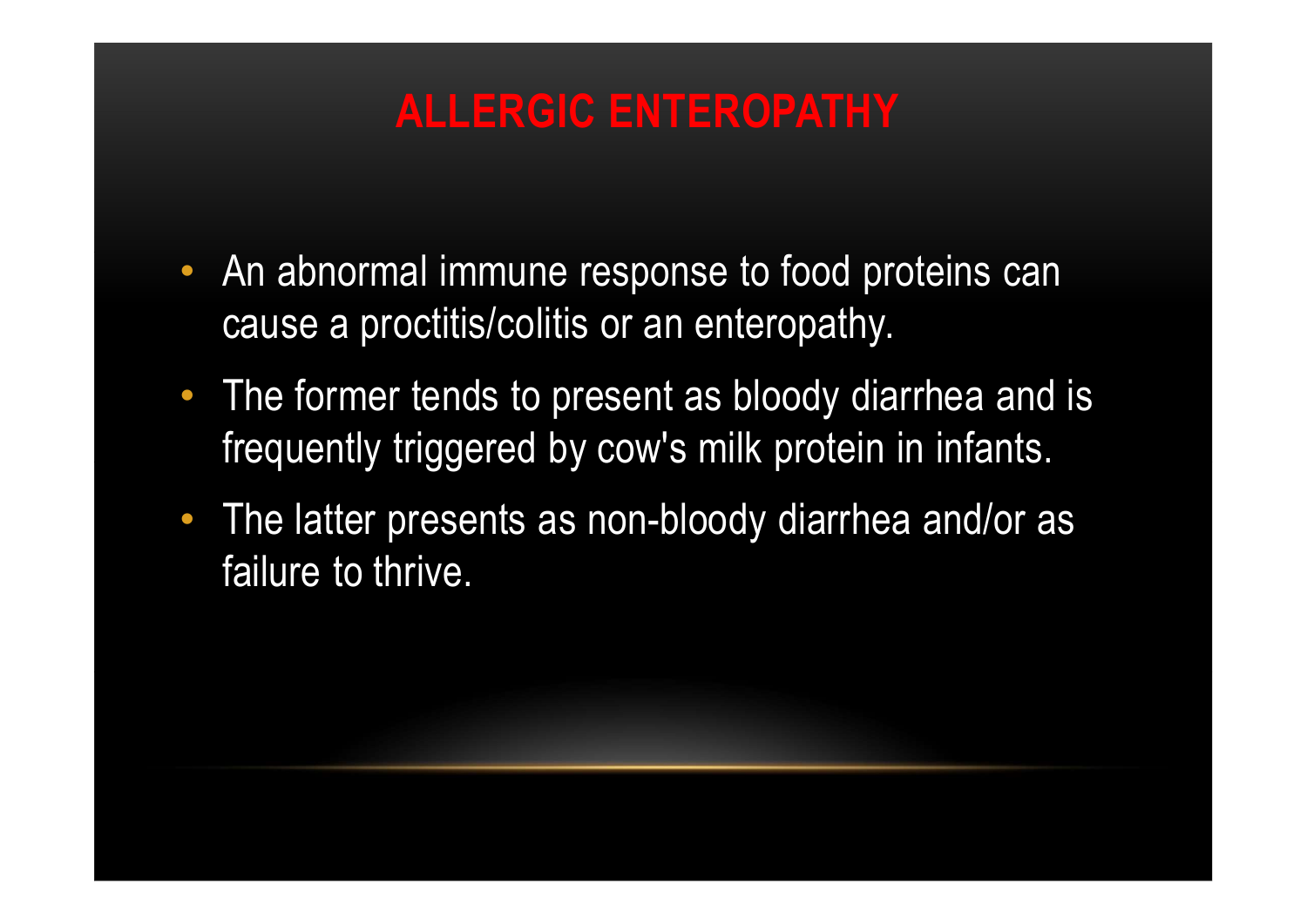# ALLERGIC ENTEROPATHY

- An abnormal immune response to food proteins can cause a proctitis/colitis or an enteropathy.
- The former tends to present as bloody diarrhea and is frequently triggered by cow's milk protein in infants.
- The latter presents as non-bloody diarrhea and/or as failure to thrive.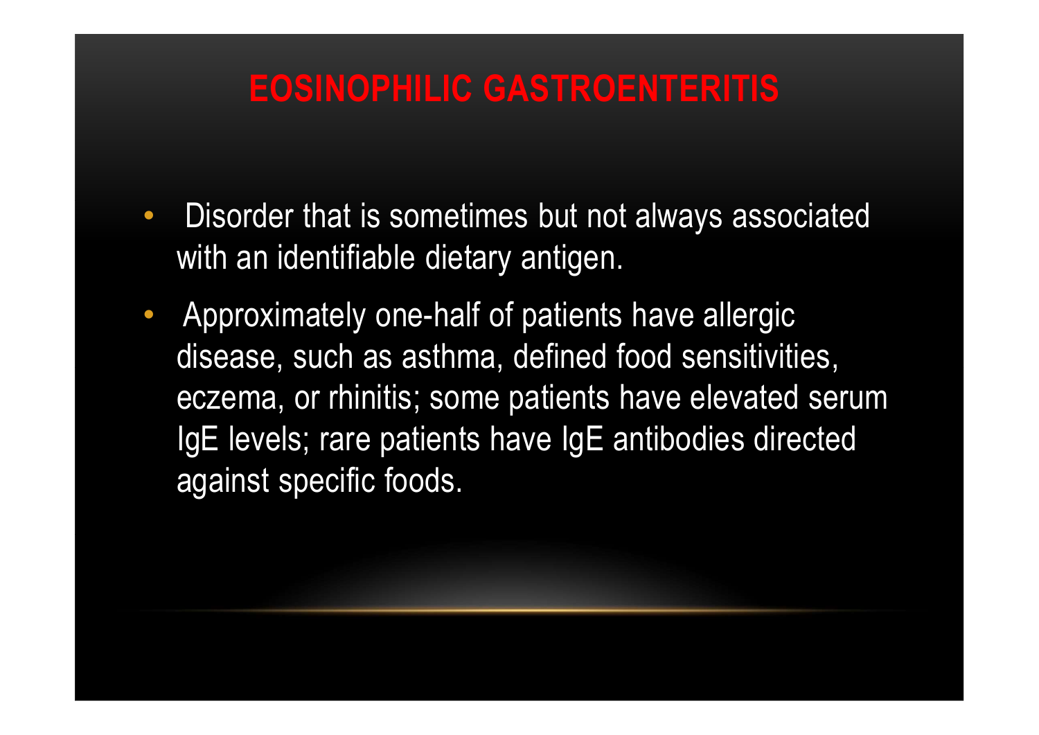# EOSINOPHILIC GASTROENTERITIS

- Disorder that is sometimes but not always associated with an identifiable dietary antigen.
- Approximately one-half of patients have allergic disease, such as asthma, defined food sensitivities, eczema, or rhinitis; some patients have elevated serum IgE levels; rare patients have IgE antibodies directed against specific foods.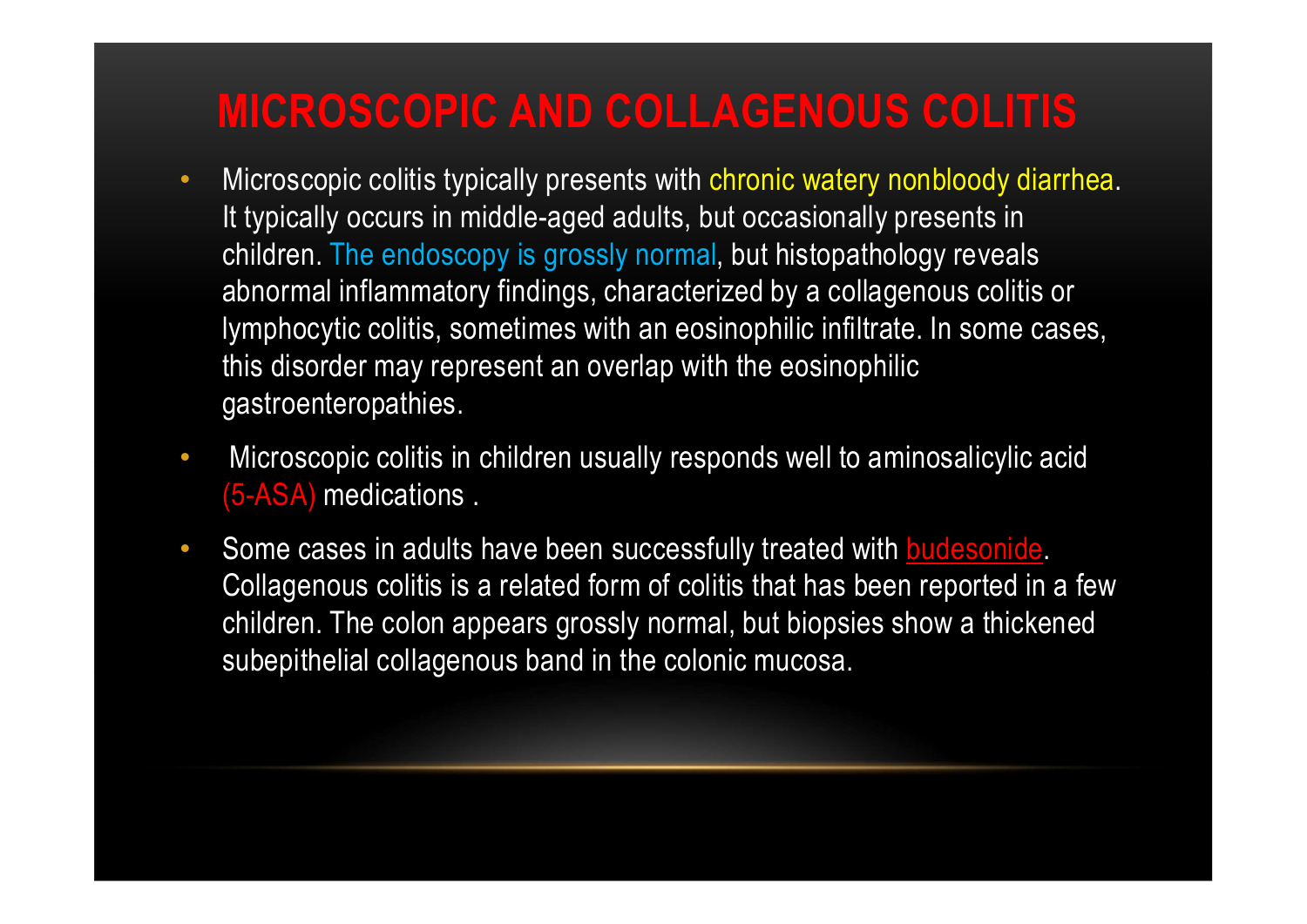# MICROSCOPIC AND COLLAGENOUS COLITIS

- Microscopic colitis typically presents with chronic watery nonbloody diarrhea. It typically occurs in middle-aged adults, but occasionally presents in children. The endoscopy is grossly normal, but histopathology reveals abnormal inflammatory findings, characterized by a collagenous colitis or lymphocytic colitis, sometimes with an eosinophilic infiltrate. In some cases, this disorder may represent an overlap with the eosinophilic gastroenteropathies.
- Microscopic colitis in children usually responds well to aminosalicylic acid (5-ASA) medications .
- Some cases in adults have been successfully treated with budesonide. Collagenous colitis is a related form of colitis that has been reported in a few children. The colon appears grossly normal, but biopsies show a thickened subepithelial collagenous band in the colonic mucosa.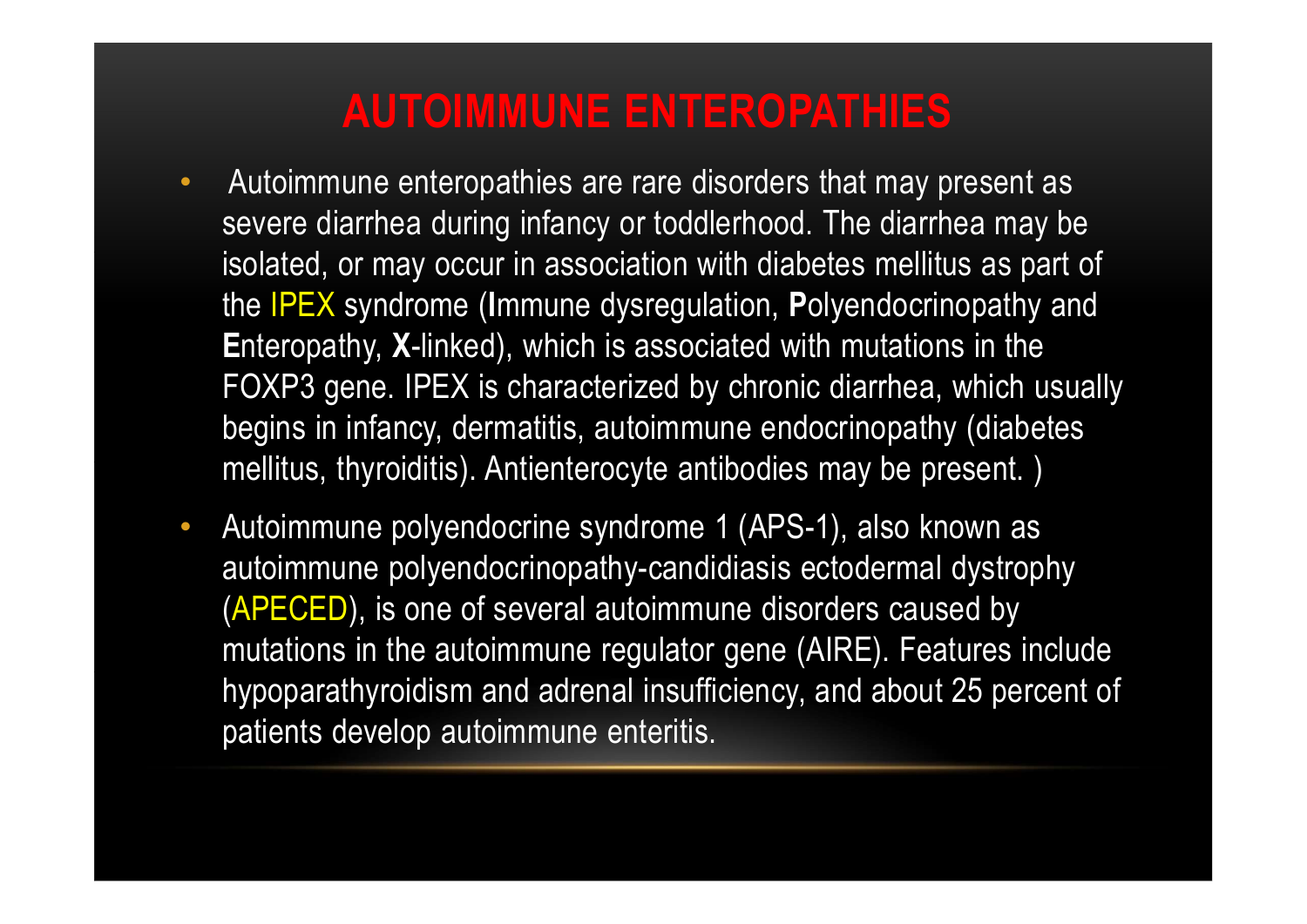# AUTOIMMUNE ENTEROPATHIES

- Autoimmune enteropathies are rare disorders that may present as severe diarrhea during infancy or toddlerhood. The diarrhea may be isolated, or may occur in association with diabetes mellitus as part of the IPEX syndrome (**I**mmune dysregulation, **P**olyendocrinopathy and **E**nteropathy, **X**-linked), which is associated with mutations in the FOXP3 gene. IPEX is characterized by chronic diarrhea, which usually begins in infancy, dermatitis, autoimmune endocrinopathy (diabetes mellitus, thyroiditis). Antienterocyte antibodies may be present. )
- Autoimmune polyendocrine syndrome 1 (APS-1), also known as autoimmune polyendocrinopathy-candidiasis ectodermal dystrophy (APECED), is one of several autoimmune disorders caused by mutations in the autoimmune regulator gene (AIRE). Features include hypoparathyroidism and adrenal insufficiency, and about 25 percent of patients develop autoimmune enteritis.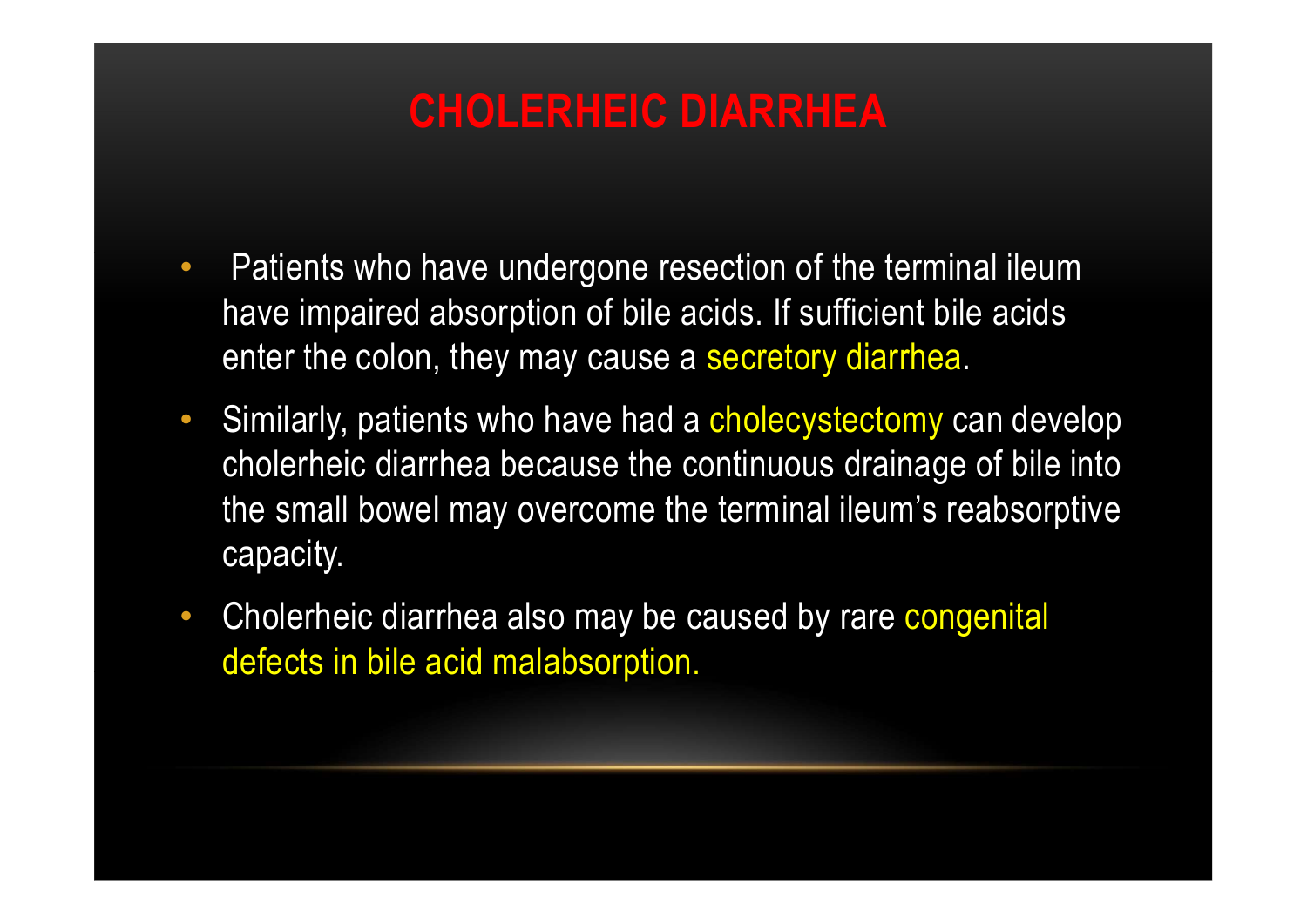# CHOLERHEIC DIARRHEA

- Patients who have undergone resection of the terminal ileum have impaired absorption of bile acids. If sufficient bile acids enter the colon, they may cause a secretory diarrhea.
- Similarly, patients who have had a cholecystectomy can develop cholerheic diarrhea because the continuous drainage of bile into the small bowel may overcome the terminal ileum's reabsorptive capacity.
- Cholerheic diarrhea also may be caused by rare congenital defects in bile acid malabsorption.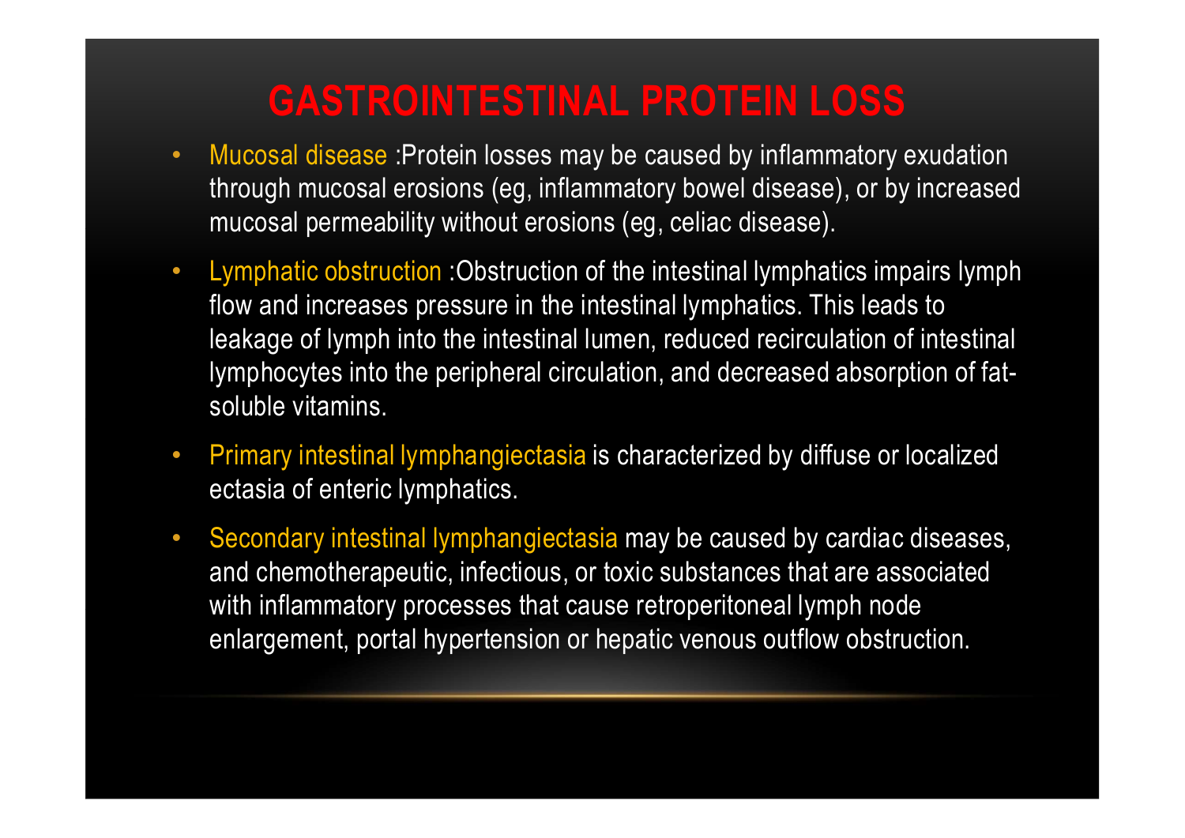# GASTROINTESTINAL PROTEIN LOSS

- Mucosal disease :Protein losses may be caused by inflammatory exudation through mucosal erosions (eg, inflammatory bowel disease), or by increased mucosal permeability without erosions (eg, celiac disease).
- Lymphatic obstruction :Obstruction of the intestinal lymphatics impairs lymph flow and increases pressure in the intestinal lymphatics. This leads to leakage of lymph into the intestinal lumen, reduced recirculation of intestinal lymphocytes into the peripheral circulation, and decreased absorption of fat-soluble vitamins.
- Primary intestinal lymphangiectasia is characterized by diffuse or localized ectasia of enteric lymphatics.
- Secondary intestinal lymphangiectasia may be caused by cardiac diseases, and chemotherapeutic, infectious, or toxic substances that are associated with inflammatory processes that cause retroperitoneal lymph node enlargement, portal hypertension or hepatic venous outflow obstruction.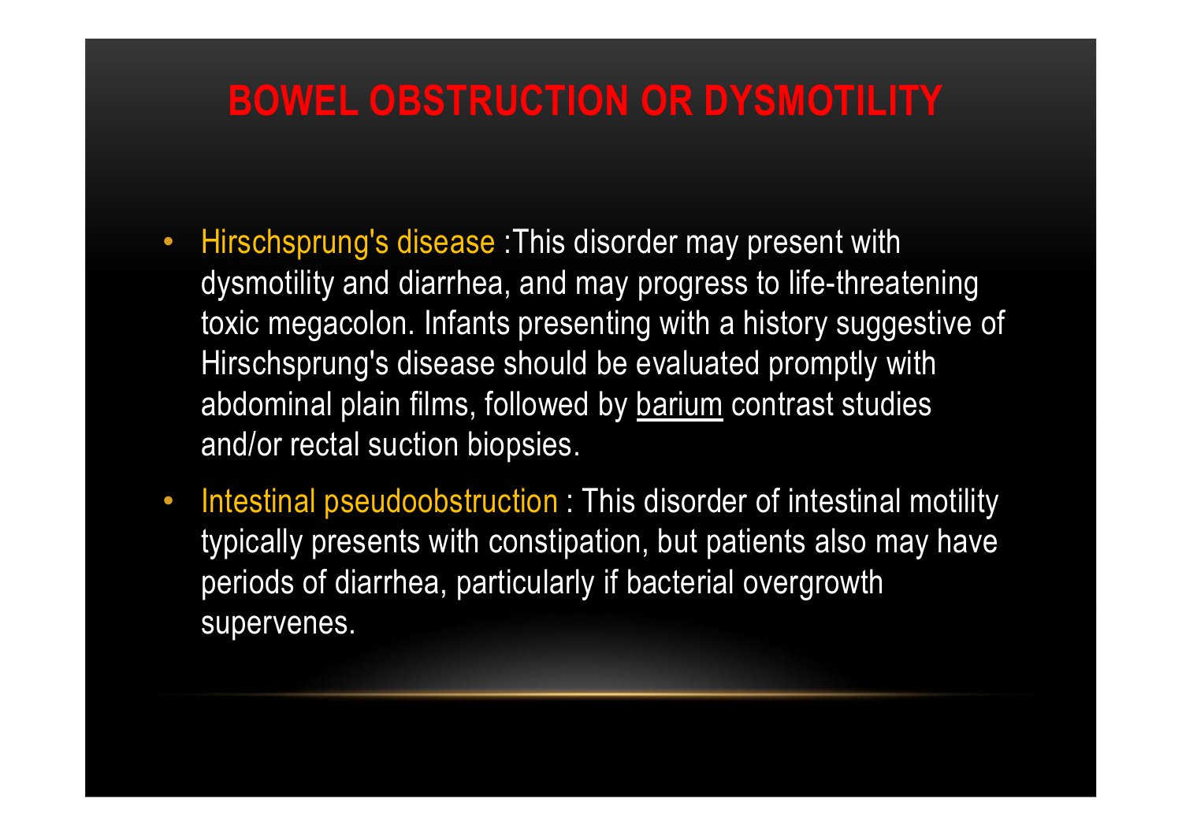# BOWEL OBSTRUCTION OR DYSMOTILITY

- Hirschsprung's disease :This disorder may present with dysmotility and diarrhea, and may progress to life-threatening toxic megacolon. Infants presenting with a history suggestive of Hirschsprung's disease should be evaluated promptly with abdominal plain films, followed by barium contrast studies and/or rectal suction biopsies.
- Intestinal pseudoobstruction : This disorder of intestinal motility typically presents with constipation, but patients also may have periods of diarrhea, particularly if bacterial overgrowth supervenes.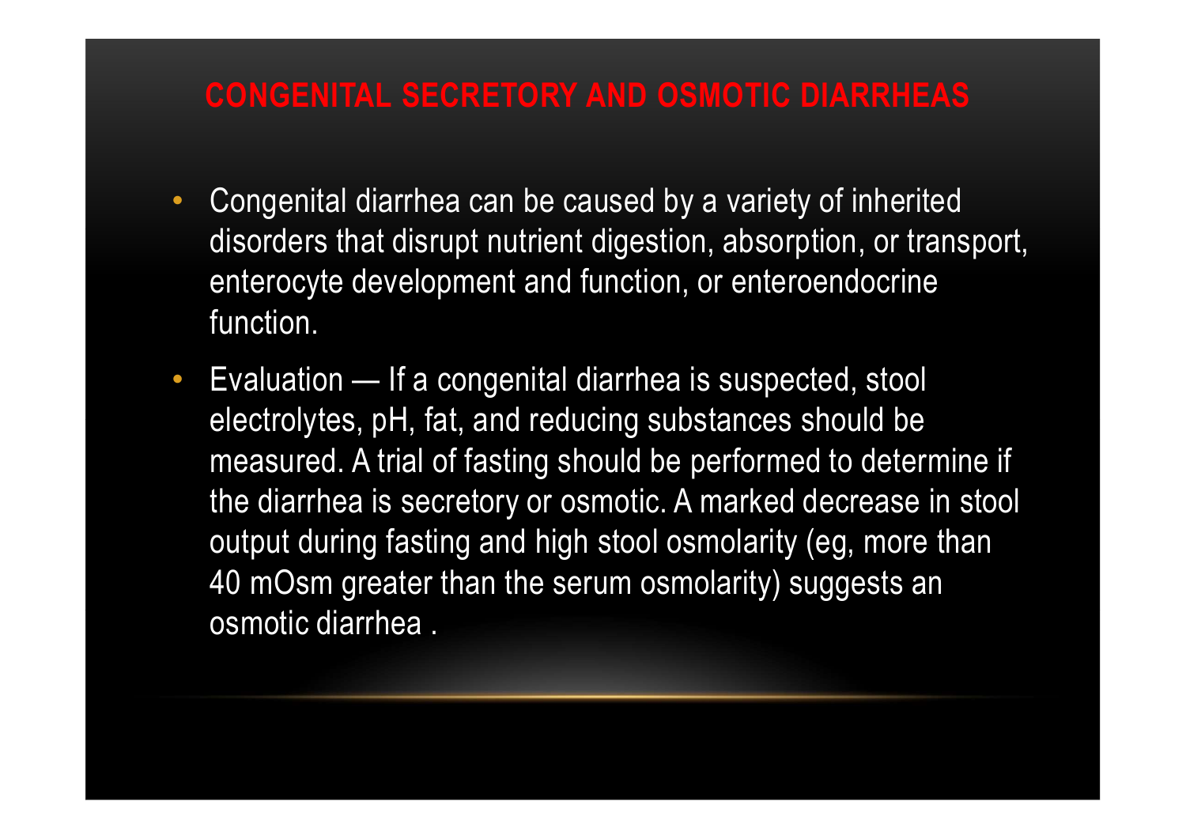## CONGENITAL SECRETORY AND OSMOTIC DIARRHEAS

- Congenital diarrhea can be caused by a variety of inherited disorders that disrupt nutrient digestion, absorption, or transport, enterocyte development and function, or enteroendocrine function.
- Evaluation — If a congenital diarrhea is suspected, stool electrolytes, pH, fat, and reducing substances should be measured. A trial of fasting should be performed to determine if the diarrhea is secretory or osmotic. A marked decrease in stool output during fasting and high stool osmolarity (eg, more than 40 mOsm greater than the serum osmolarity) suggests an osmotic diarrhea .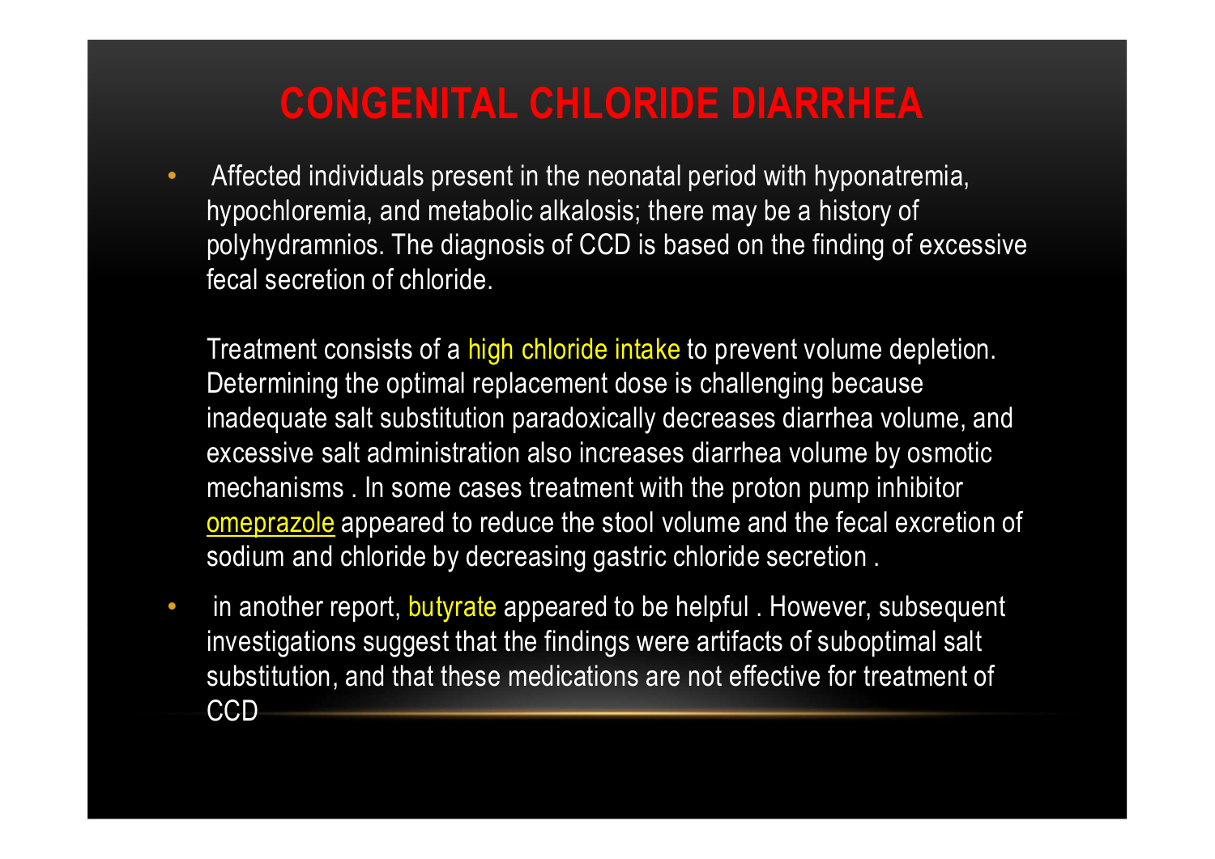# CONGENITAL CHLORIDE DIARRHEA

- Affected individuals present in the neonatal period with hyponatremia, hypochloremia, and metabolic alkalosis; there may be a history of polyhydramnios. The diagnosis of CCD is based on the finding of excessive fecal secretion of chloride.

  Treatment consists of a high chloride intake to prevent volume depletion. Determining the optimal replacement dose is challenging because inadequate salt substitution paradoxically decreases diarrhea volume, and excessive salt administration also increases diarrhea volume by osmotic mechanisms . In some cases treatment with the proton pump inhibitor omeprazole appeared to reduce the stool volume and the fecal excretion of sodium and chloride by decreasing gastric chloride secretion .

- in another report, butyrate appeared to be helpful . However, subsequent investigations suggest that the findings were artifacts of suboptimal salt substitution, and that these medications are not effective for treatment of CCD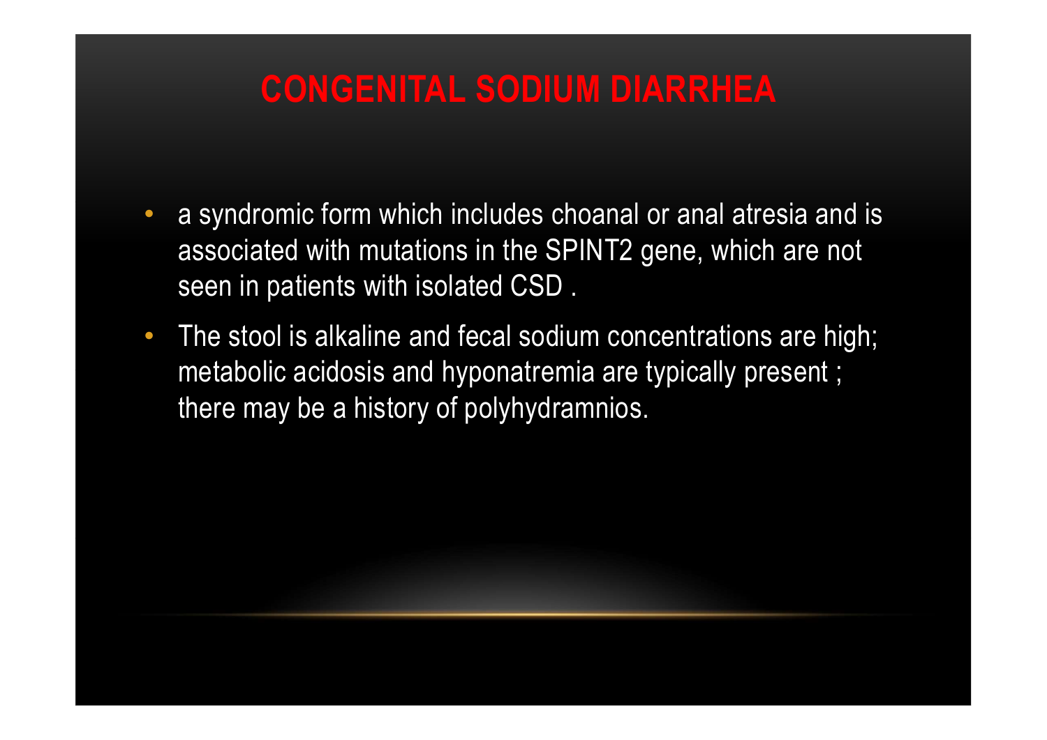# CONGENITAL SODIUM DIARRHEA

- a syndromic form which includes choanal or anal atresia and is associated with mutations in the SPINT2 gene, which are not seen in patients with isolated CSD .
- The stool is alkaline and fecal sodium concentrations are high; metabolic acidosis and hyponatremia are typically present ; there may be a history of polyhydramnios.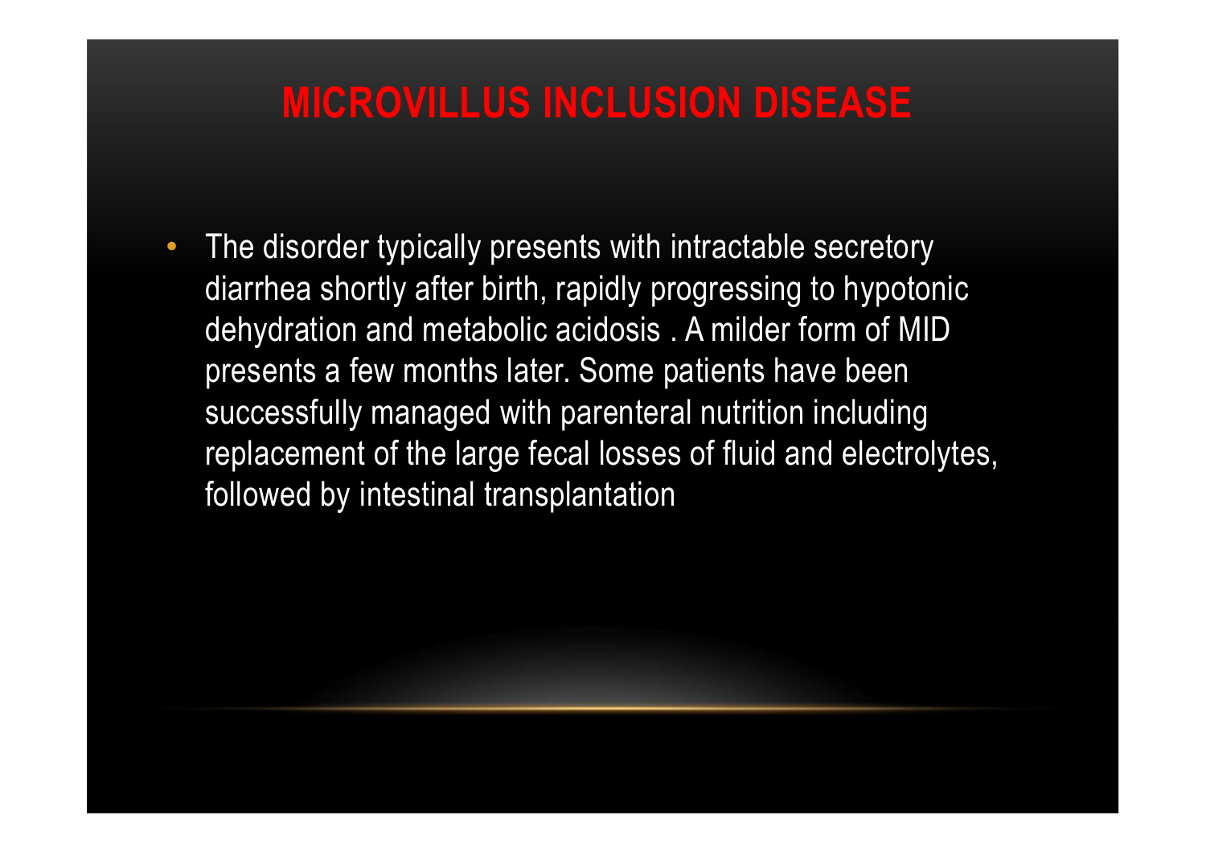# MICROVILLUS INCLUSION DISEASE

- The disorder typically presents with intractable secretory diarrhea shortly after birth, rapidly progressing to hypotonic dehydration and metabolic acidosis . A milder form of MID presents a few months later. Some patients have been successfully managed with parenteral nutrition including replacement of the large fecal losses of fluid and electrolytes, followed by intestinal transplantation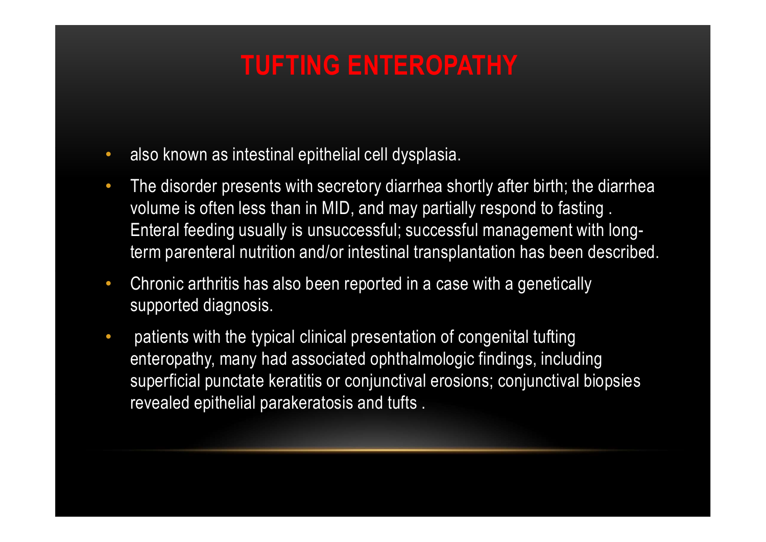# TUFTING ENTEROPATHY

- also known as intestinal epithelial cell dysplasia.
- The disorder presents with secretory diarrhea shortly after birth; the diarrhea volume is often less than in MID, and may partially respond to fasting . Enteral feeding usually is unsuccessful; successful management with long-term parenteral nutrition and/or intestinal transplantation has been described.
- Chronic arthritis has also been reported in a case with a genetically supported diagnosis.
- patients with the typical clinical presentation of congenital tufting enteropathy, many had associated ophthalmologic findings, including superficial punctate keratitis or conjunctival erosions; conjunctival biopsies revealed epithelial parakeratosis and tufts .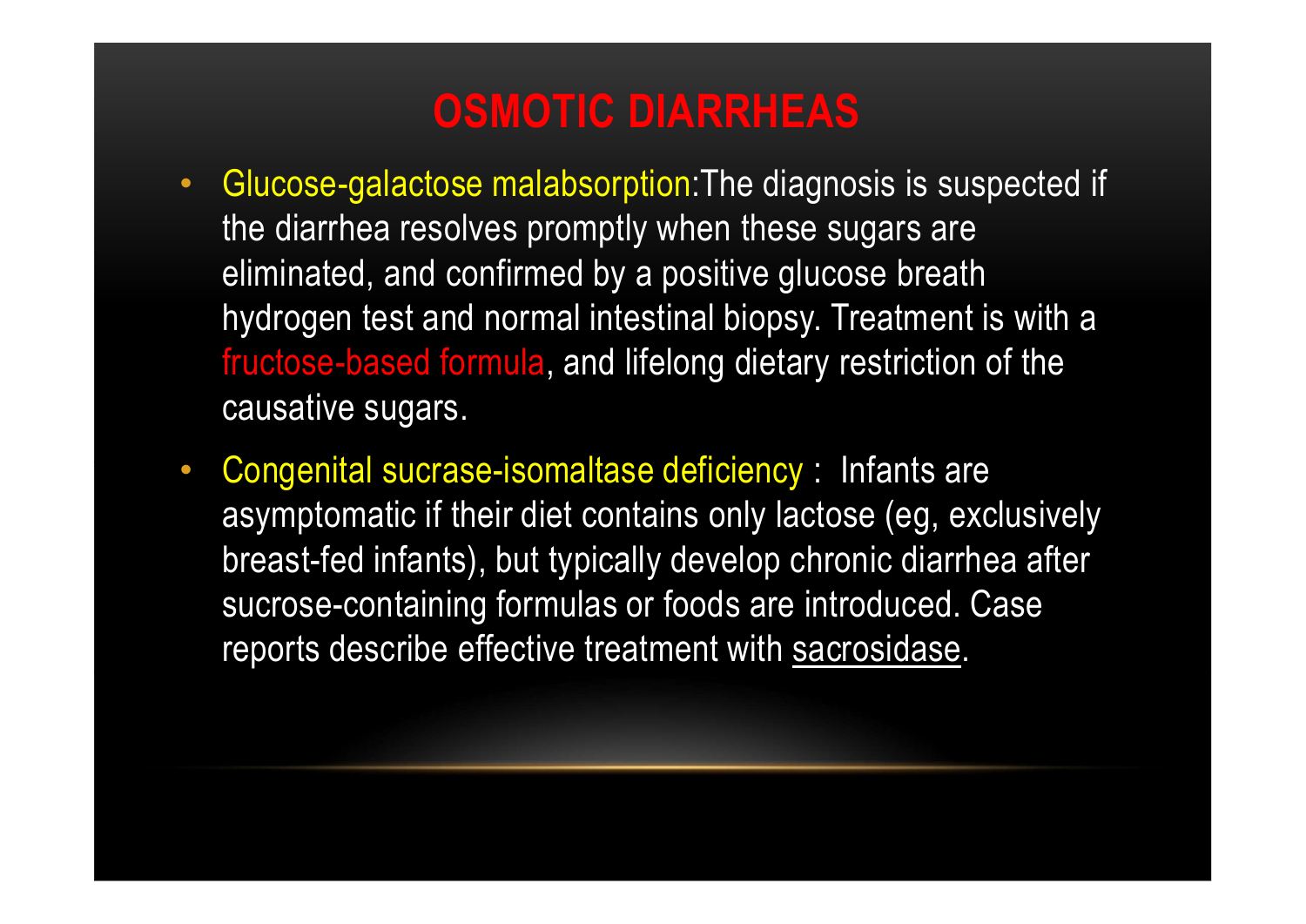# OSMOTIC DIARRHEAS

- Glucose-galactose malabsorption:The diagnosis is suspected if the diarrhea resolves promptly when these sugars are eliminated, and confirmed by a positive glucose breath hydrogen test and normal intestinal biopsy. Treatment is with a fructose-based formula, and lifelong dietary restriction of the causative sugars.
- Congenital sucrase-isomaltase deficiency : Infants are asymptomatic if their diet contains only lactose (eg, exclusively breast-fed infants), but typically develop chronic diarrhea after sucrose-containing formulas or foods are introduced. Case reports describe effective treatment with sacrosidase.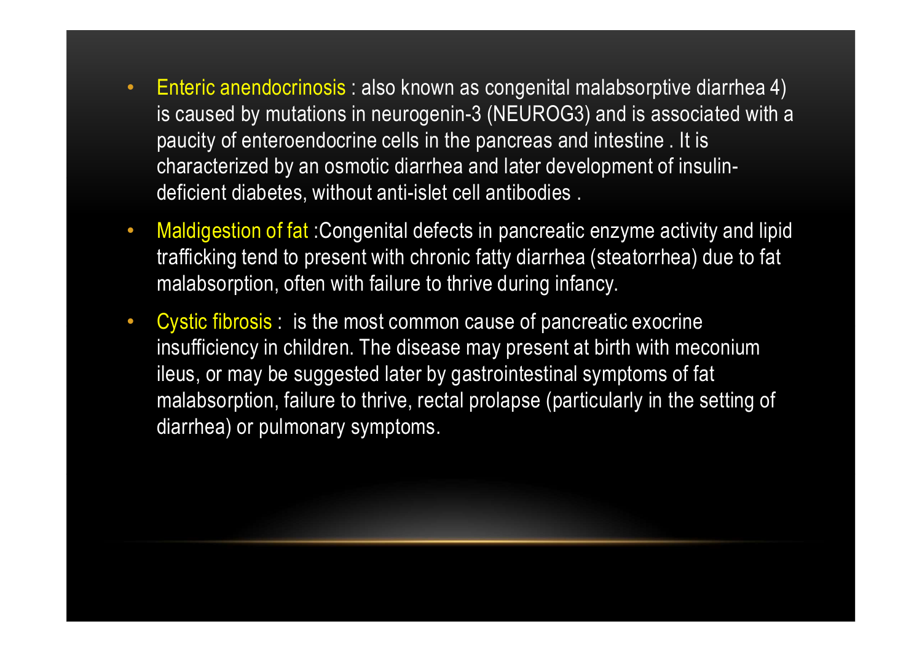- Enteric anendocrinosis : also known as congenital malabsorptive diarrhea 4) is caused by mutations in neurogenin-3 (NEUROG3) and is associated with a paucity of enteroendocrine cells in the pancreas and intestine . It is characterized by an osmotic diarrhea and later development of insulin-deficient diabetes, without anti-islet cell antibodies .
- Maldigestion of fat :Congenital defects in pancreatic enzyme activity and lipid trafficking tend to present with chronic fatty diarrhea (steatorrhea) due to fat malabsorption, often with failure to thrive during infancy.
- Cystic fibrosis :  is the most common cause of pancreatic exocrine insufficiency in children. The disease may present at birth with meconium ileus, or may be suggested later by gastrointestinal symptoms of fat malabsorption, failure to thrive, rectal prolapse (particularly in the setting of diarrhea) or pulmonary symptoms.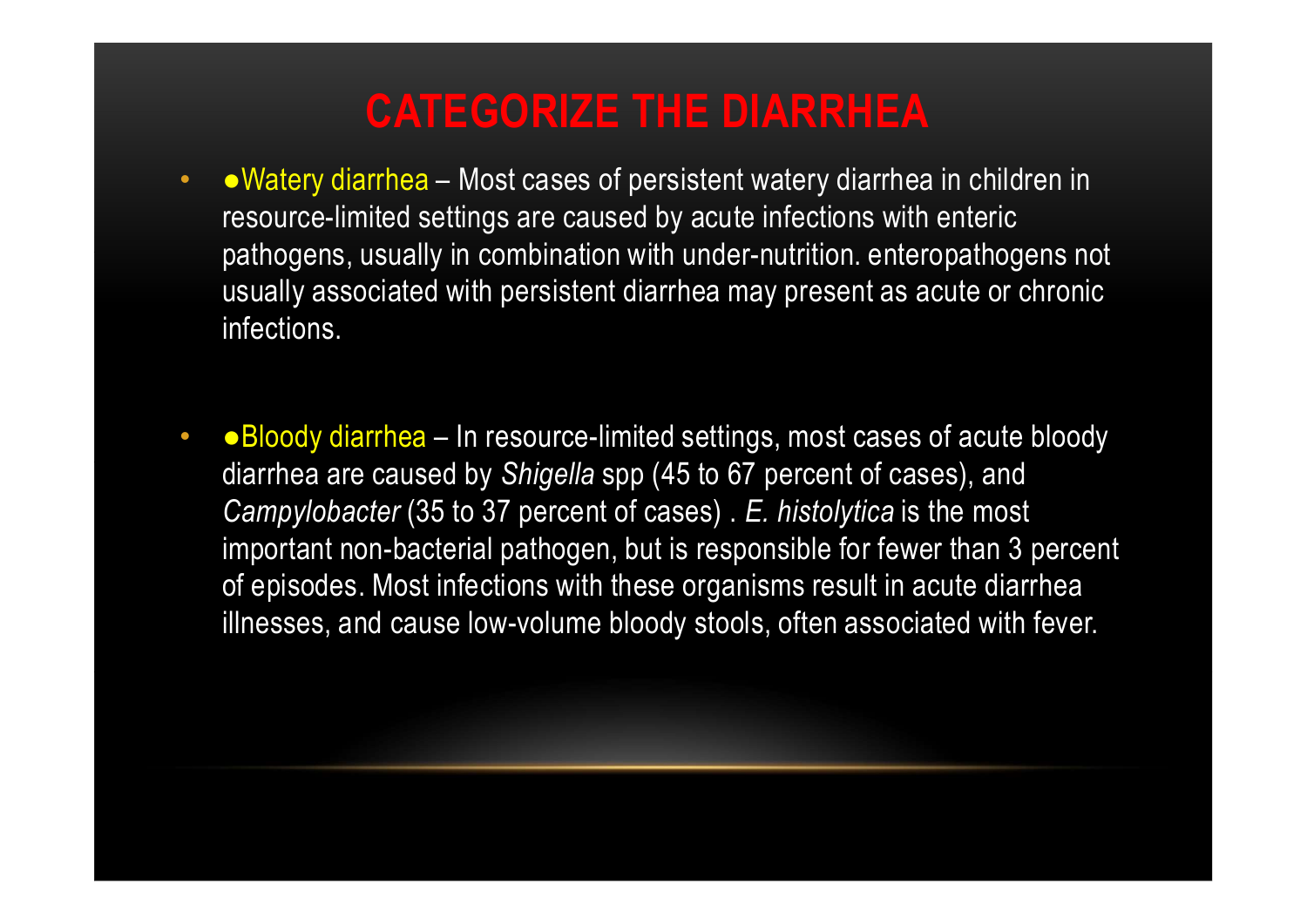# CATEGORIZE THE DIARRHEA

- ●Watery diarrhea – Most cases of persistent watery diarrhea in children in resource-limited settings are caused by acute infections with enteric pathogens, usually in combination with under-nutrition. enteropathogens not usually associated with persistent diarrhea may present as acute or chronic infections.

- ●Bloody diarrhea – In resource-limited settings, most cases of acute bloody diarrhea are caused by *Shigella* spp (45 to 67 percent of cases), and *Campylobacter* (35 to 37 percent of cases) . *E. histolytica* is the most important non-bacterial pathogen, but is responsible for fewer than 3 percent of episodes. Most infections with these organisms result in acute diarrhea illnesses, and cause low-volume bloody stools, often associated with fever.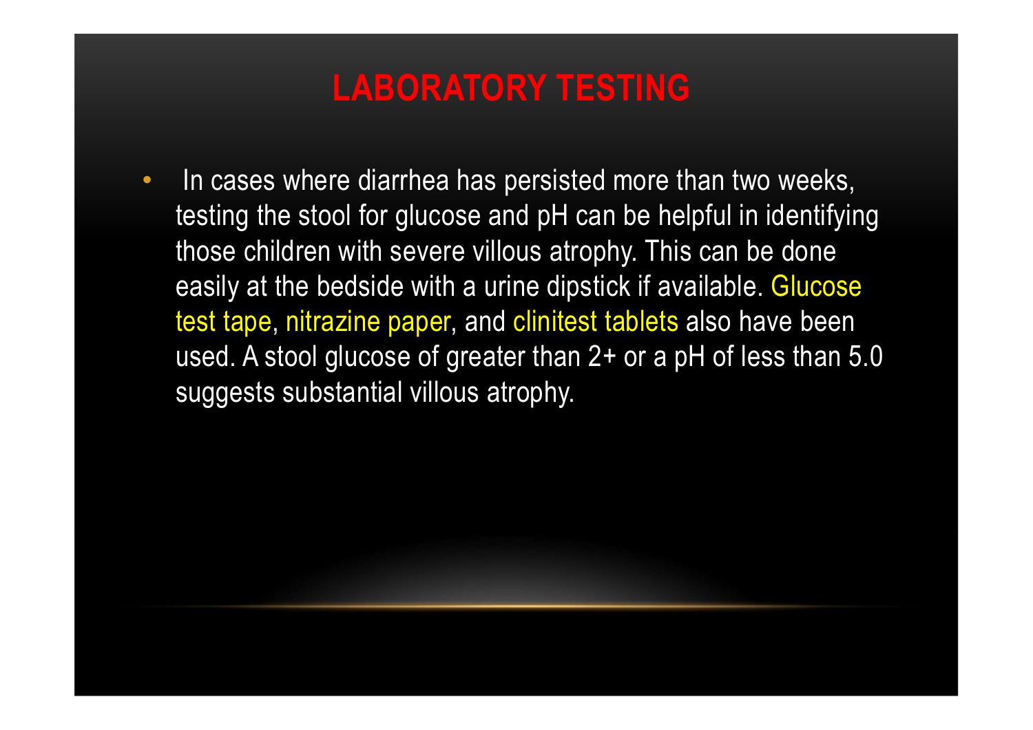# LABORATORY TESTING

- In cases where diarrhea has persisted more than two weeks, testing the stool for glucose and pH can be helpful in identifying those children with severe villous atrophy. This can be done easily at the bedside with a urine dipstick if available. Glucose test tape, nitrazine paper, and clinitest tablets also have been used. A stool glucose of greater than 2+ or a pH of less than 5.0 suggests substantial villous atrophy.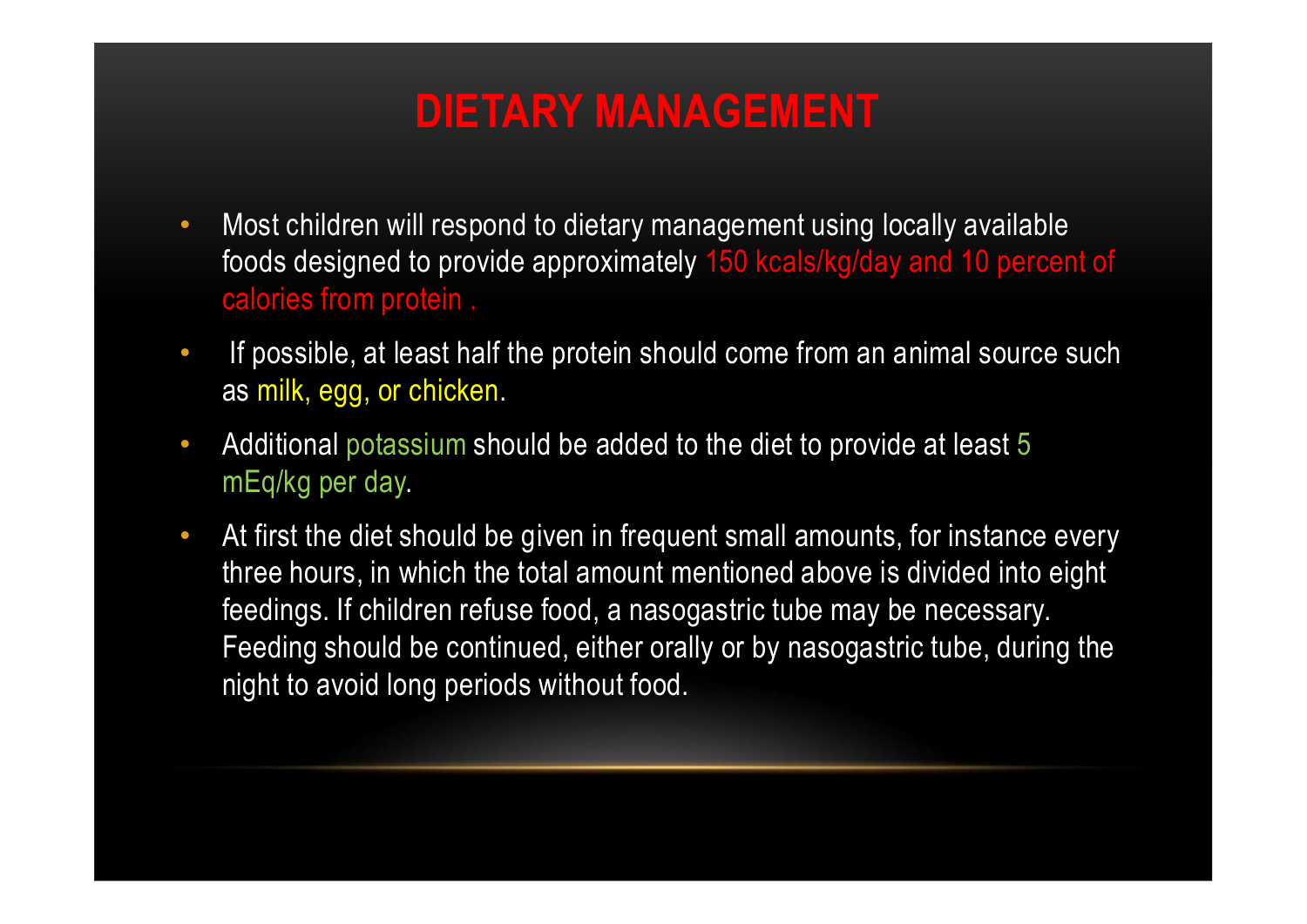# DIETARY MANAGEMENT

- Most children will respond to dietary management using locally available foods designed to provide approximately 150 kcals/kg/day and 10 percent of calories from protein .
- If possible, at least half the protein should come from an animal source such as milk, egg, or chicken.
- Additional potassium should be added to the diet to provide at least 5 mEq/kg per day.
- At first the diet should be given in frequent small amounts, for instance every three hours, in which the total amount mentioned above is divided into eight feedings. If children refuse food, a nasogastric tube may be necessary. Feeding should be continued, either orally or by nasogastric tube, during the night to avoid long periods without food.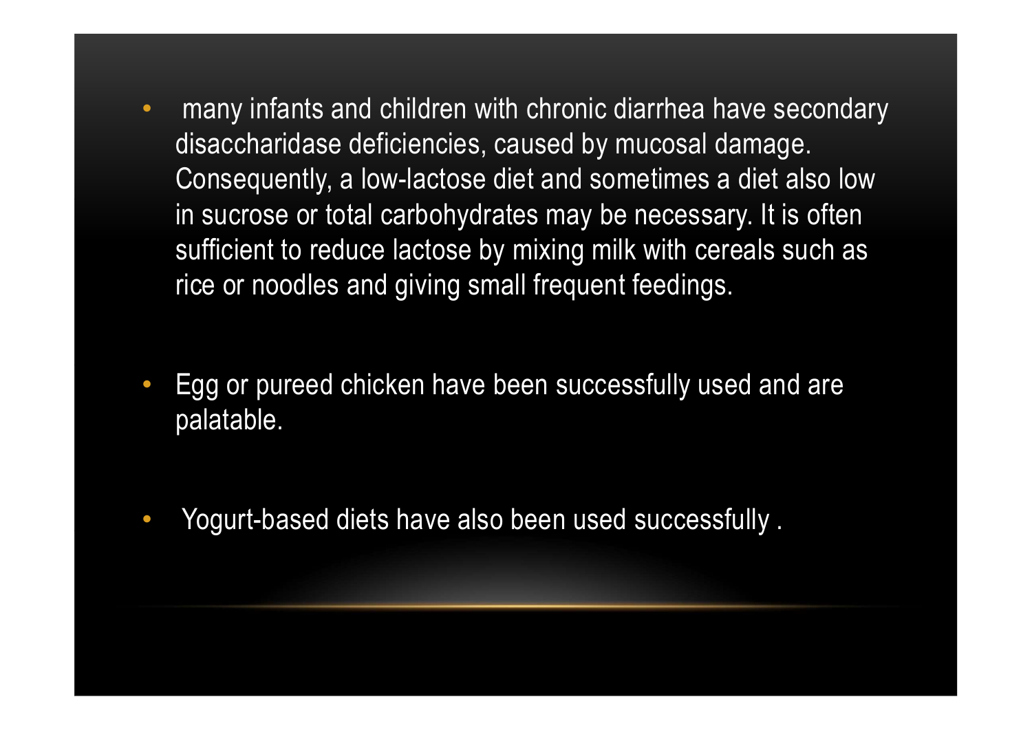- many infants and children with chronic diarrhea have secondary disaccharidase deficiencies, caused by mucosal damage. Consequently, a low-lactose diet and sometimes a diet also low in sucrose or total carbohydrates may be necessary. It is often sufficient to reduce lactose by mixing milk with cereals such as rice or noodles and giving small frequent feedings.

- Egg or pureed chicken have been successfully used and are palatable.

- Yogurt-based diets have also been used successfully .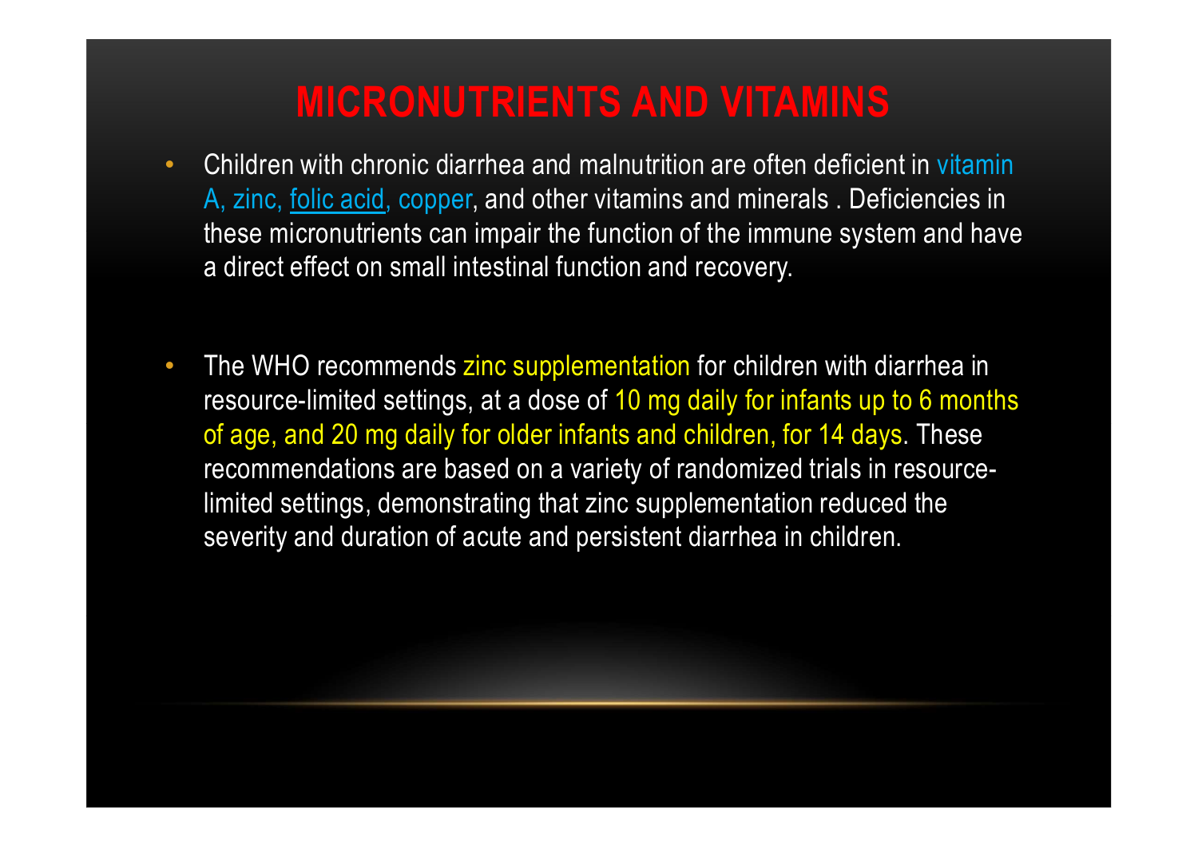# MICRONUTRIENTS AND VITAMINS

- Children with chronic diarrhea and malnutrition are often deficient in vitamin A, zinc, folic acid, copper, and other vitamins and minerals . Deficiencies in these micronutrients can impair the function of the immune system and have a direct effect on small intestinal function and recovery.

- The WHO recommends zinc supplementation for children with diarrhea in resource-limited settings, at a dose of 10 mg daily for infants up to 6 months of age, and 20 mg daily for older infants and children, for 14 days. These recommendations are based on a variety of randomized trials in resource-limited settings, demonstrating that zinc supplementation reduced the severity and duration of acute and persistent diarrhea in children.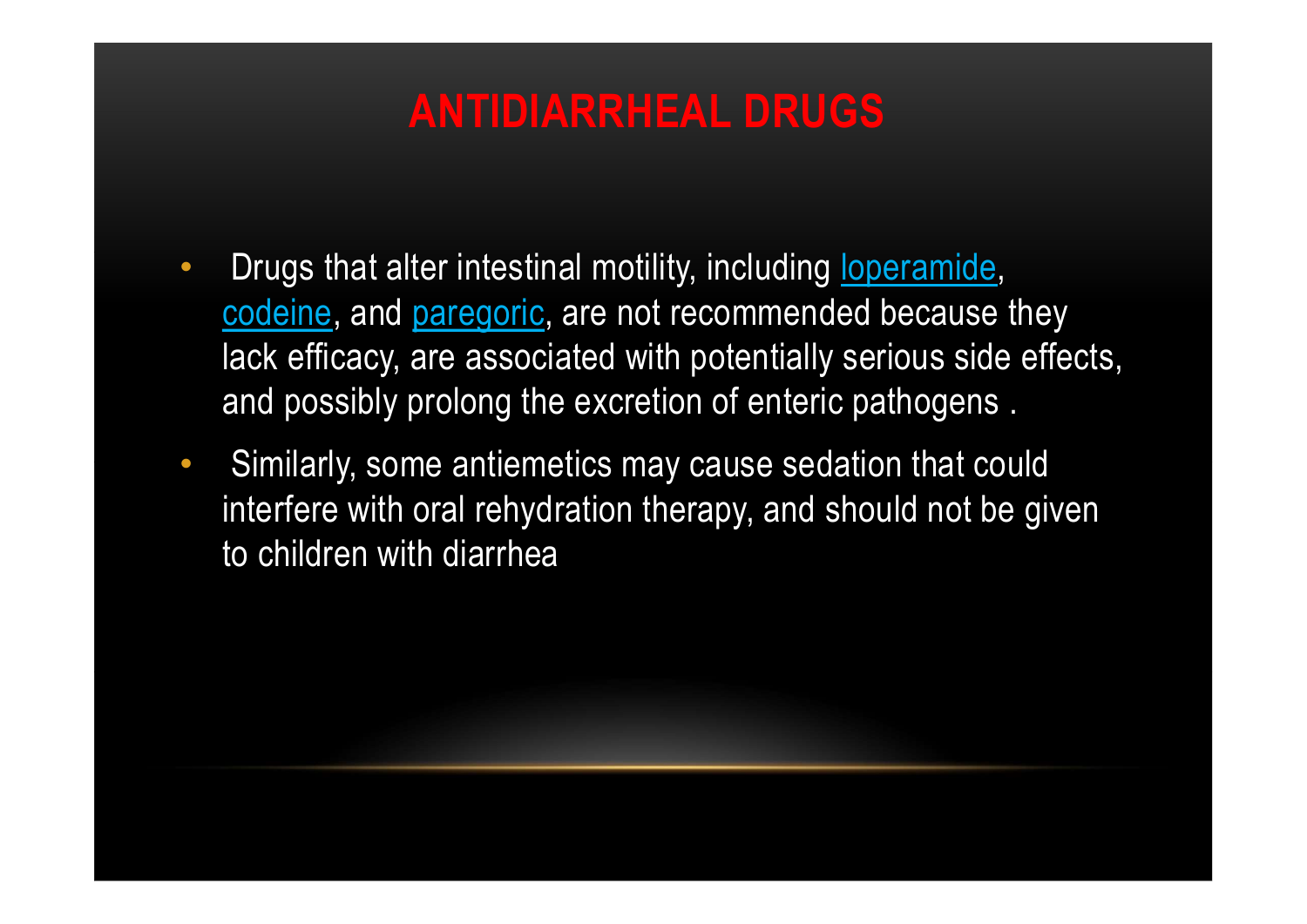# ANTIDIARRHEAL DRUGS

- Drugs that alter intestinal motility, including loperamide, codeine, and paregoric, are not recommended because they lack efficacy, are associated with potentially serious side effects, and possibly prolong the excretion of enteric pathogens .
- Similarly, some antiemetics may cause sedation that could interfere with oral rehydration therapy, and should not be given to children with diarrhea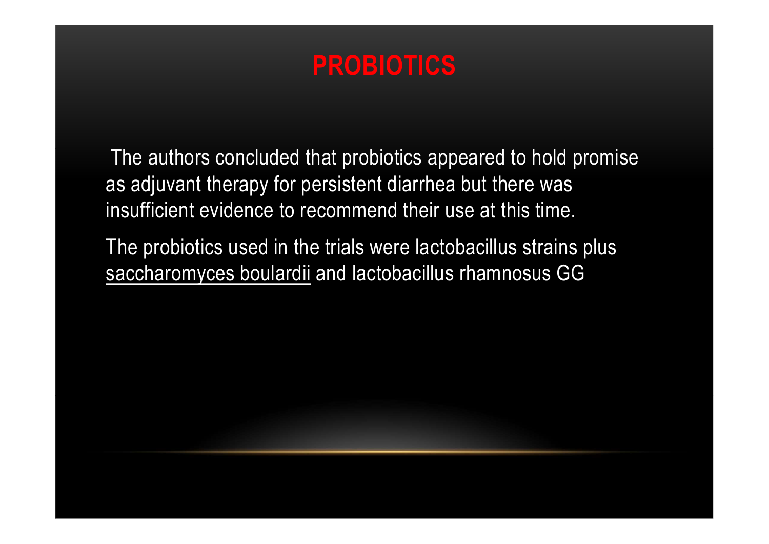# PROBIOTICS

The authors concluded that probiotics appeared to hold promise as adjuvant therapy for persistent diarrhea but there was insufficient evidence to recommend their use at this time.

The probiotics used in the trials were lactobacillus strains plus saccharomyces boulardii and lactobacillus rhamnosus GG